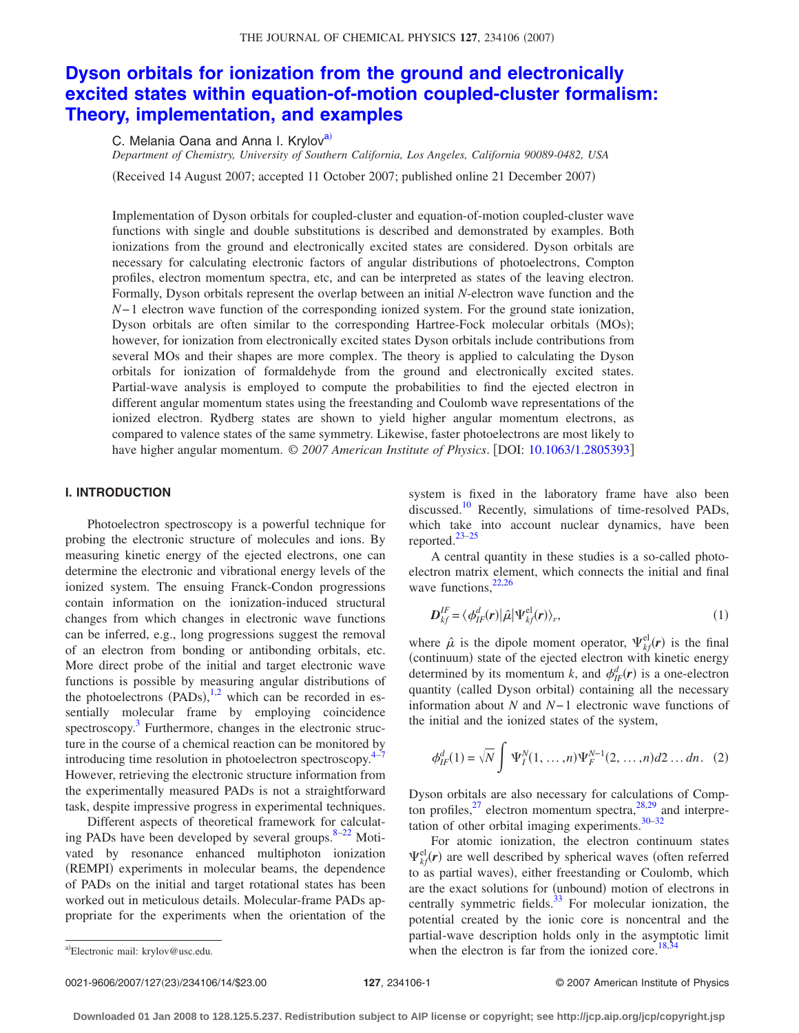# Dyson orbitals for ionization from the ground and electronically excited states within equation-of-motion coupled-cluster formalism: Theory, implementation, and examples

C. Melania Oana and Anna I. Krylov[a)]

*Department of Chemistry, University of Southern California, Los Angeles, California 90089-0482, USA*

(Received 14 August 2007; accepted 11 October 2007; published online 21 December 2007)

Implementation of Dyson orbitals for coupled-cluster and equation-of-motion coupled-cluster wave functions with single and double substitutions is described and demonstrated by examples. Both ionizations from the ground and electronically excited states are considered. Dyson orbitals are necessary for calculating electronic factors of angular distributions of photoelectrons, Compton profiles, electron momentum spectra, etc, and can be interpreted as states of the leaving electron. Formally, Dyson orbitals represent the overlap between an initial $N$-electron wave function and the $N-1$ electron wave function of the corresponding ionized system. For the ground state ionization, Dyson orbitals are often similar to the corresponding Hartree-Fock molecular orbitals (MOs); however, for ionization from electronically excited states Dyson orbitals include contributions from several MOs and their shapes are more complex. The theory is applied to calculating the Dyson orbitals for ionization of formaldehyde from the ground and electronically excited states. Partial-wave analysis is employed to compute the probabilities to find the ejected electron in different angular momentum states using the freestanding and Coulomb wave representations of the ionized electron. Rydberg states are shown to yield higher angular momentum electrons, as compared to valence states of the same symmetry. Likewise, faster photoelectrons are most likely to have higher angular momentum. *© 2007 American Institute of Physics*. [DOI: 10.1063/1.2805393]

## I. INTRODUCTION

Photoelectron spectroscopy is a powerful technique for probing the electronic structure of molecules and ions. By measuring kinetic energy of the ejected electrons, one can determine the electronic and vibrational energy levels of the ionized system. The ensuing Franck-Condon progressions contain information on the ionization-induced structural changes from which changes in electronic wave functions can be inferred, e.g., long progressions suggest the removal of an electron from bonding or antibonding orbitals, etc. More direct probe of the initial and target electronic wave functions is possible by measuring angular distributions of the photoelectrons (PADs),[1,2] which can be recorded in essentially molecular frame by employing coincidence spectroscopy.[3] Furthermore, changes in the electronic structure in the course of a chemical reaction can be monitored by introducing time resolution in photoelectron spectroscopy.[4–7] However, retrieving the electronic structure information from the experimentally measured PADs is not a straightforward task, despite impressive progress in experimental techniques.

Different aspects of theoretical framework for calculating PADs have been developed by several groups.[8–22] Motivated by resonance enhanced multiphoton ionization (REMPI) experiments in molecular beams, the dependence of PADs on the initial and target rotational states has been worked out in meticulous details. Molecular-frame PADs appropriate for the experiments when the orientation of the system is fixed in the laboratory frame have also been discussed.[10] Recently, simulations of time-resolved PADs, which take into account nuclear dynamics, have been reported.[23–25]

A central quantity in these studies is a so-called photoelectron matrix element, which connects the initial and final wave functions,[22,26]

$$\boldsymbol{D}_{kf}^{IF} = \langle \phi_{IF}^{d}(\boldsymbol{r}) | \hat{\mu} | \Psi_{kf}^{\mathrm{el}}(\boldsymbol{r}) \rangle_{r}, \tag{1}$$

where $\hat{\mu}$ is the dipole moment operator, $\Psi_{kf}^{\mathrm{el}}(\boldsymbol{r})$ is the final (continuum) state of the ejected electron with kinetic energy determined by its momentum $k$, and $\phi_{IF}^{d}(\boldsymbol{r})$ is a one-electron quantity (called Dyson orbital) containing all the necessary information about $N$ and $N-1$ electronic wave functions of the initial and the ionized states of the system,

$$\phi_{IF}^{d}(1) = \sqrt{N} \int \Psi_{I}^{N}(1, \ldots, n) \Psi_{F}^{N-1}(2, \ldots, n) d2 \ldots dn. \tag{2}$$

Dyson orbitals are also necessary for calculations of Compton profiles,[27] electron momentum spectra,[28,29] and interpretation of other orbital imaging experiments.[30–32]

For atomic ionization, the electron continuum states $\Psi_{kf}^{\mathrm{el}}(\boldsymbol{r})$ are well described by spherical waves (often referred to as partial waves), either freestanding or Coulomb, which are the exact solutions for (unbound) motion of electrons in centrally symmetric fields.[33] For molecular ionization, the potential created by the ionic core is noncentral and the partial-wave description holds only in the asymptotic limit when the electron is far from the ionized core.[18,34]

[a)]Electronic mail: krylov@usc.edu.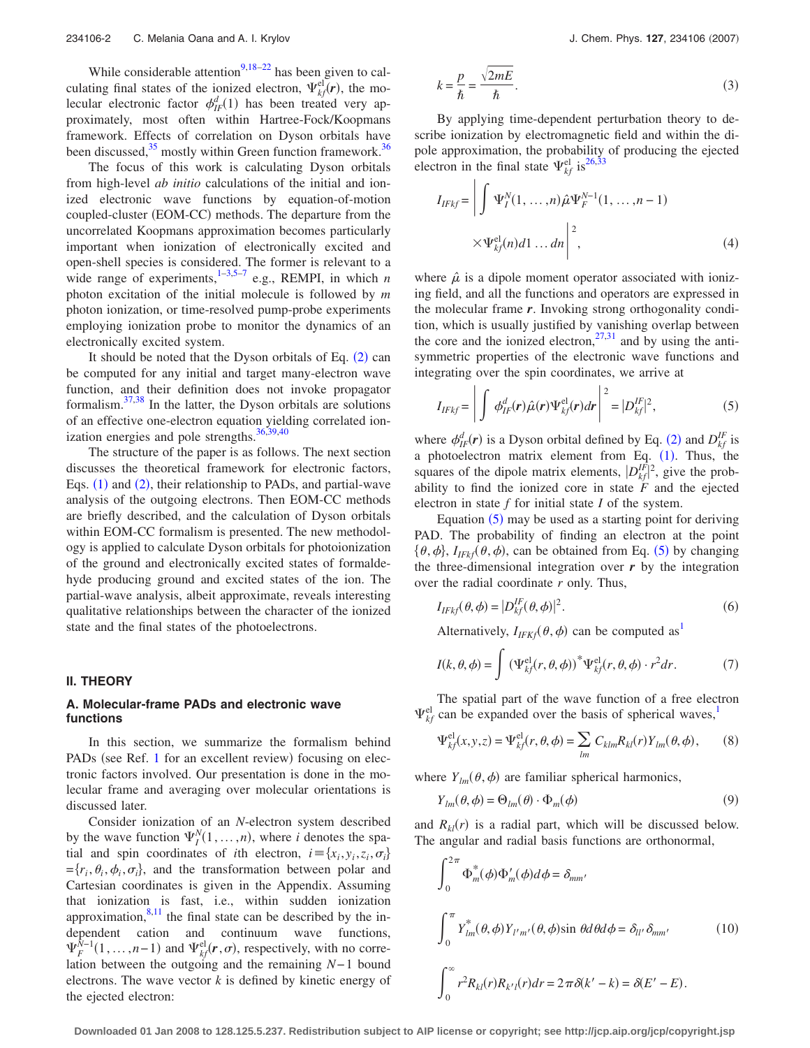While considerable attention[9,18–22] has been given to calculating final states of the ionized electron, $\Psi_{kf}^{el}(\boldsymbol{r})$, the molecular electronic factor $\phi_{IF}^{d}(1)$ has been treated very approximately, most often within Hartree-Fock/Koopmans framework. Effects of correlation on Dyson orbitals have been discussed,[35] mostly within Green function framework.[36]

The focus of this work is calculating Dyson orbitals from high-level *ab initio* calculations of the initial and ionized electronic wave functions by equation-of-motion coupled-cluster (EOM-CC) methods. The departure from the uncorrelated Koopmans approximation becomes particularly important when ionization of electronically excited and open-shell species is considered. The former is relevant to a wide range of experiments,[1–3,5–7] e.g., REMPI, in which $n$ photon excitation of the initial molecule is followed by $m$ photon ionization, or time-resolved pump-probe experiments employing ionization probe to monitor the dynamics of an electronically excited system.

It should be noted that the Dyson orbitals of Eq. (2) can be computed for any initial and target many-electron wave function, and their definition does not invoke propagator formalism.[37,38] In the latter, the Dyson orbitals are solutions of an effective one-electron equation yielding correlated ionization energies and pole strengths.[36,39,40]

The structure of the paper is as follows. The next section discusses the theoretical framework for electronic factors, Eqs. (1) and (2), their relationship to PADs, and partial-wave analysis of the outgoing electrons. Then EOM-CC methods are briefly described, and the calculation of Dyson orbitals within EOM-CC formalism is presented. The new methodology is applied to calculate Dyson orbitals for photoionization of the ground and electronically excited states of formaldehyde producing ground and excited states of the ion. The partial-wave analysis, albeit approximate, reveals interesting qualitative relationships between the character of the ionized state and the final states of the photoelectrons.

## II. THEORY

### A. Molecular-frame PADs and electronic wave functions

In this section, we summarize the formalism behind PADs (see Ref. 1 for an excellent review) focusing on electronic factors involved. Our presentation is done in the molecular frame and averaging over molecular orientations is discussed later.

Consider ionization of an $N$-electron system described by the wave function $\Psi_I^N(1,\ldots,n)$, where $i$ denotes the spatial and spin coordinates of $i$th electron, $i \equiv \{x_i, y_i, z_i, \sigma_i\} = \{r_i, \theta_i, \phi_i, \sigma_i\}$, and the transformation between polar and Cartesian coordinates is given in the Appendix. Assuming that ionization is fast, i.e., within sudden ionization approximation,[8,11] the final state can be described by the independent cation and continuum wave functions, $\Psi_F^{N-1}(1,\ldots,n-1)$ and $\Psi_{kf}^{el}(\boldsymbol{r},\sigma)$, respectively, with no correlation between the outgoing and the remaining $N-1$ bound electrons. The wave vector $k$ is defined by kinetic energy of the ejected electron:

$$k = \frac{p}{\hbar} = \frac{\sqrt{2mE}}{\hbar}. \tag{3}$$

By applying time-dependent perturbation theory to describe ionization by electromagnetic field and within the dipole approximation, the probability of producing the ejected electron in the final state $\Psi_{kf}^{el}$ is[26,33]

$$I_{IFkf} = \left| \int \Psi_I^N(1,\ldots,n)\hat{\mu}\Psi_F^{N-1}(1,\ldots,n-1) \times \Psi_{kf}^{el}(n) d1 \ldots dn \right|^2, \tag{4}$$

where $\hat{\mu}$ is a dipole moment operator associated with ionizing field, and all the functions and operators are expressed in the molecular frame $\boldsymbol{r}$. Invoking strong orthogonality condition, which is usually justified by vanishing overlap between the core and the ionized electron,[27,31] and by using the antisymmetric properties of the electronic wave functions and integrating over the spin coordinates, we arrive at

$$I_{IFkf} = \left| \int \phi_{IF}^{d}(\boldsymbol{r})\hat{\mu}(\boldsymbol{r})\Psi_{kf}^{el}(\boldsymbol{r})d\boldsymbol{r} \right|^2 = |D_{kf}^{IF}|^2, \tag{5}$$

where $\phi_{IF}^{d}(\boldsymbol{r})$ is a Dyson orbital defined by Eq. (2) and $D_{kf}^{IF}$ is a photoelectron matrix element from Eq. (1). Thus, the squares of the dipole matrix elements, $|D_{kf}^{IF}|^2$, give the probability to find the ionized core in state $F$ and the ejected electron in state $f$ for initial state $I$ of the system.

Equation (5) may be used as a starting point for deriving PAD. The probability of finding an electron at the point $\{\theta,\phi\}$, $I_{IFkf}(\theta,\phi)$, can be obtained from Eq. (5) by changing the three-dimensional integration over $\boldsymbol{r}$ by the integration over the radial coordinate $r$ only. Thus,

$$I_{IFkf}(\theta,\phi) = |D_{kf}^{IF}(\theta,\phi)|^2. \tag{6}$$

Alternatively, $I_{IFKf}(\theta,\phi)$ can be computed as[1]

$$I(k,\theta,\phi) = \int (\Psi_{kf}^{el}(r,\theta,\phi))^{*}\Psi_{kf}^{el}(r,\theta,\phi)\cdot r^2 dr. \tag{7}$$

The spatial part of the wave function of a free electron $\Psi_{kf}^{el}$ can be expanded over the basis of spherical waves,[1]

$$\Psi_{kf}^{el}(x,y,z) = \Psi_{kf}^{el}(r,\theta,\phi) = \sum_{lm} C_{klm}R_{kl}(r)Y_{lm}(\theta,\phi), \tag{8}$$

where $Y_{lm}(\theta,\phi)$ are familiar spherical harmonics,

$$Y_{lm}(\theta,\phi) = \Theta_{lm}(\theta)\cdot\Phi_m(\phi) \tag{9}$$

and $R_{kl}(r)$ is a radial part, which will be discussed below. The angular and radial basis functions are orthonormal,

$$\begin{aligned}
&\int_0^{2\pi} \Phi_m^{*}(\phi)\Phi_m'(\phi)d\phi = \delta_{mm'} \\
&\int_0^{\pi} Y_{lm}^{*}(\theta,\phi)Y_{l'm'}(\theta,\phi)\sin\theta d\theta d\phi = \delta_{ll'}\delta_{mm'} \\
&\int_0^{\infty} r^2 R_{kl}(r)R_{k'l}(r)dr = 2\pi\delta(k'-k) = \delta(E'-E).
\end{aligned} \tag{10}$$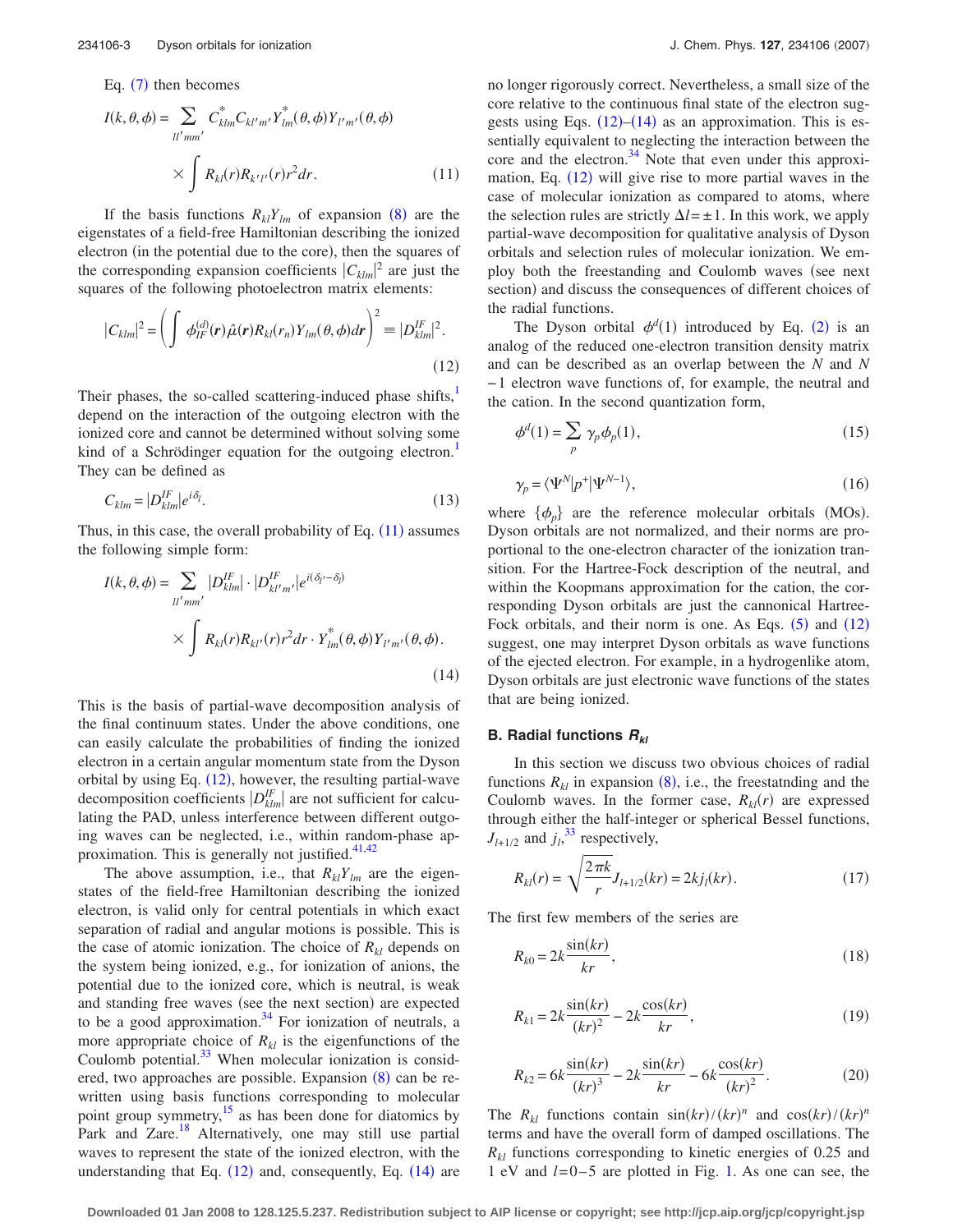Eq. (7) then becomes

$$I(k,\theta,\phi) = \sum_{ll'mm'} C^*_{klm} C_{kl'm'} Y^*_{lm}(\theta,\phi) Y_{l'm'}(\theta,\phi) \times \int R_{kl}(r) R_{k'l'}(r) r^2 dr. \tag{11}$$

If the basis functions $R_{kl}Y_{lm}$ of expansion (8) are the eigenstates of a field-free Hamiltonian describing the ionized electron (in the potential due to the core), then the squares of the corresponding expansion coefficients $|C_{klm}|^2$ are just the squares of the following photoelectron matrix elements:

$$|C_{klm}|^2 = \left( \int \phi^{(d)}_{IF}(\boldsymbol{r}) \hat{\mu}(\boldsymbol{r}) R_{kl}(r_n) Y_{lm}(\theta,\phi) d\boldsymbol{r} \right)^2 \equiv |D^{IF}_{klm}|^2. \tag{12}$$

Their phases, the so-called scattering-induced phase shifts,[1] depend on the interaction of the outgoing electron with the ionized core and cannot be determined without solving some kind of a Schrödinger equation for the outgoing electron.[1] They can be defined as

$$C_{klm} = |D^{IF}_{klm}| e^{i\delta_l}. \tag{13}$$

Thus, in this case, the overall probability of Eq. (11) assumes the following simple form:

$$I(k,\theta,\phi) = \sum_{ll'mm'} |D^{IF}_{klm}| \cdot |D^{IF}_{kl'm'}| e^{i(\delta_{l'}-\delta_l)} \times \int R_{kl}(r) R_{kl'}(r) r^2 dr \cdot Y^*_{lm}(\theta,\phi) Y_{l'm'}(\theta,\phi). \tag{14}$$

This is the basis of partial-wave decomposition analysis of the final continuum states. Under the above conditions, one can easily calculate the probabilities of finding the ionized electron in a certain angular momentum state from the Dyson orbital by using Eq. (12), however, the resulting partial-wave decomposition coefficients $|D^{IF}_{klm}|$ are not sufficient for calculating the PAD, unless interference between different outgoing waves can be neglected, i.e., within random-phase approximation. This is generally not justified.[41,42]

The above assumption, i.e., that $R_{kl}Y_{lm}$ are the eigenstates of the field-free Hamiltonian describing the ionized electron, is valid only for central potentials in which exact separation of radial and angular motions is possible. This is the case of atomic ionization. The choice of $R_{kl}$ depends on the system being ionized, e.g., for ionization of anions, the potential due to the ionized core, which is neutral, is weak and standing free waves (see the next section) are expected to be a good approximation.[34] For ionization of neutrals, a more appropriate choice of $R_{kl}$ is the eigenfunctions of the Coulomb potential.[33] When molecular ionization is considered, two approaches are possible. Expansion (8) can be rewritten using basis functions corresponding to molecular point group symmetry,[15] as has been done for diatomics by Park and Zare.[18] Alternatively, one may still use partial waves to represent the state of the ionized electron, with the understanding that Eq. (12) and, consequently, Eq. (14) are no longer rigorously correct. Nevertheless, a small size of the core relative to the continuous final state of the electron suggests using Eqs. (12)–(14) as an approximation. This is essentially equivalent to neglecting the interaction between the core and the electron.[34] Note that even under this approximation, Eq. (12) will give rise to more partial waves in the case of molecular ionization as compared to atoms, where the selection rules are strictly $\Delta l = \pm 1$. In this work, we apply partial-wave decomposition for qualitative analysis of Dyson orbitals and selection rules of molecular ionization. We employ both the freestanding and Coulomb waves (see next section) and discuss the consequences of different choices of the radial functions.

The Dyson orbital $\phi^d(1)$ introduced by Eq. (2) is an analog of the reduced one-electron transition density matrix and can be described as an overlap between the $N$ and $N-1$ electron wave functions of, for example, the neutral and the cation. In the second quantization form,

$$\phi^d(1) = \sum_p \gamma_p \phi_p(1), \tag{15}$$

$$\gamma_p = \langle \Psi^N | p^+ | \Psi^{N-1} \rangle, \tag{16}$$

where $\{\phi_p\}$ are the reference molecular orbitals (MOs). Dyson orbitals are not normalized, and their norms are proportional to the one-electron character of the ionization transition. For the Hartree-Fock description of the neutral, and within the Koopmans approximation for the cation, the corresponding Dyson orbitals are just the cannonical Hartree-Fock orbitals, and their norm is one. As Eqs. (5) and (12) suggest, one may interpret Dyson orbitals as wave functions of the ejected electron. For example, in a hydrogenlike atom, Dyson orbitals are just electronic wave functions of the states that are being ionized.

### B. Radial functions $R_{kl}$

In this section we discuss two obvious choices of radial functions $R_{kl}$ in expansion (8), i.e., the freestatnding and the Coulomb waves. In the former case, $R_{kl}(r)$ are expressed through either the half-integer or spherical Bessel functions, $J_{l+1/2}$ and $j_l$,[33] respectively,

$$R_{kl}(r) = \sqrt{\frac{2\pi k}{r}} J_{l+1/2}(kr) = 2k j_l(kr). \tag{17}$$

The first few members of the series are

$$R_{k0} = 2k \frac{\sin(kr)}{kr}, \tag{18}$$

$$R_{k1} = 2k \frac{\sin(kr)}{(kr)^2} - 2k \frac{\cos(kr)}{kr}, \tag{19}$$

$$R_{k2} = 6k \frac{\sin(kr)}{(kr)^3} - 2k \frac{\sin(kr)}{kr} - 6k \frac{\cos(kr)}{(kr)^2}. \tag{20}$$

The $R_{kl}$ functions contain $\sin(kr)/(kr)^n$ and $\cos(kr)/(kr)^n$ terms and have the overall form of damped oscillations. The $R_{kl}$ functions corresponding to kinetic energies of 0.25 and 1 eV and $l=0-5$ are plotted in Fig. 1. As one can see, the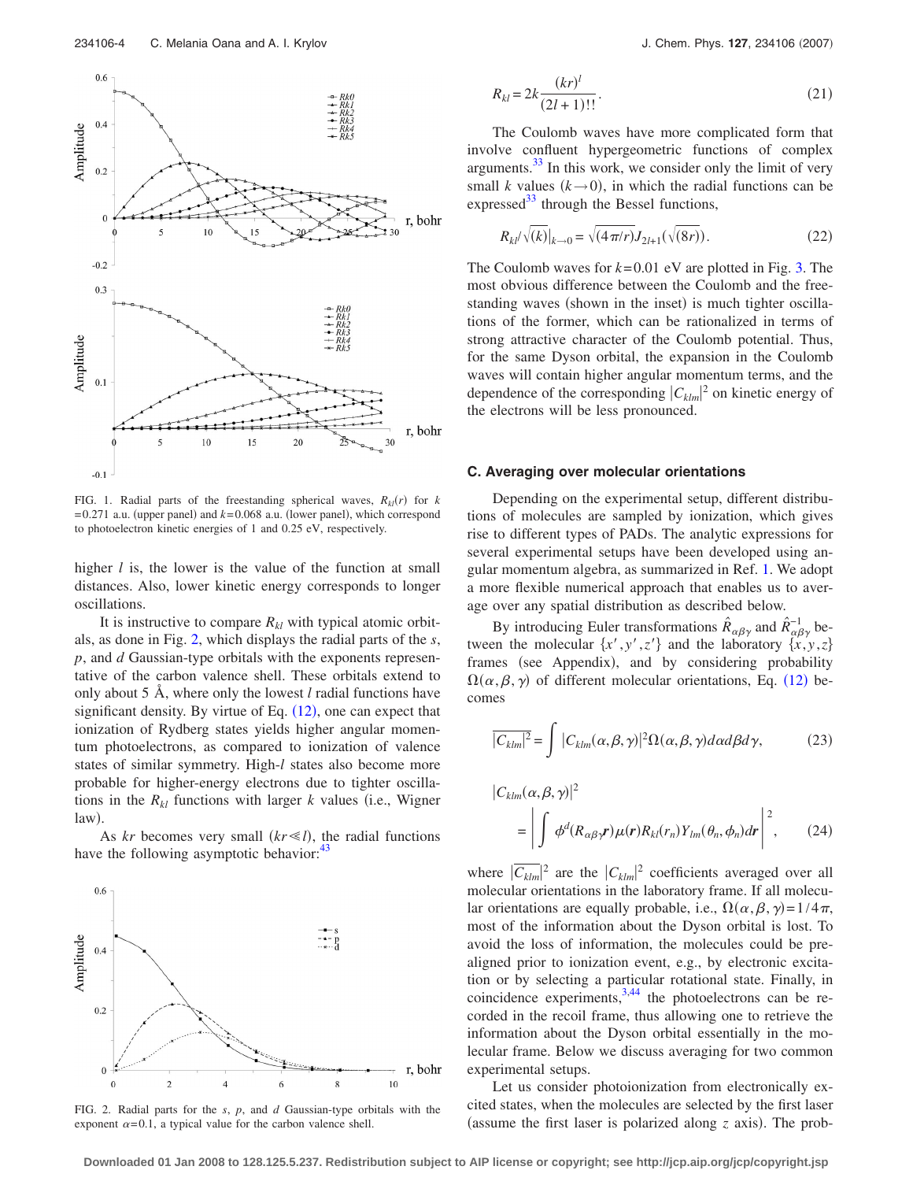FIG. 1. Radial parts of the freestanding spherical waves, $R_{kl}(r)$ for $k = 0.271$ a.u. (upper panel) and $k = 0.068$ a.u. (lower panel), which correspond to photoelectron kinetic energies of 1 and 0.25 eV, respectively.

higher $l$ is, the lower is the value of the function at small distances. Also, lower kinetic energy corresponds to longer oscillations.

It is instructive to compare $R_{kl}$ with typical atomic orbitals, as done in Fig. 2, which displays the radial parts of the $s$, $p$, and $d$ Gaussian-type orbitals with the exponents representative of the carbon valence shell. These orbitals extend to only about 5 Å, where only the lowest $l$ radial functions have significant density. By virtue of Eq. (12), one can expect that ionization of Rydberg states yields higher angular momentum photoelectrons, as compared to ionization of valence states of similar symmetry. High-$l$ states also become more probable for higher-energy electrons due to tighter oscillations in the $R_{kl}$ functions with larger $k$ values (i.e., Wigner law).

As $kr$ becomes very small ($kr \ll l$), the radial functions have the following asymptotic behavior:[43]

FIG. 2. Radial parts for the $s$, $p$, and $d$ Gaussian-type orbitals with the exponent $\alpha = 0.1$, a typical value for the carbon valence shell.

$$R_{kl} = 2k \frac{(kr)^l}{(2l+1)!!}. \tag{21}$$

The Coulomb waves have more complicated form that involve confluent hypergeometric functions of complex arguments.[33] In this work, we consider only the limit of very small $k$ values ($k \to 0$), in which the radial functions can be expressed[33] through the Bessel functions,

$$R_{kl}/\sqrt{(k)}|_{k\to 0} = \sqrt{(4\pi/r)} J_{2l+1}(\sqrt{(8r)}). \tag{22}$$

The Coulomb waves for $k = 0.01$ eV are plotted in Fig. 3. The most obvious difference between the Coulomb and the freestanding waves (shown in the inset) is much tighter oscillations of the former, which can be rationalized in terms of strong attractive character of the Coulomb potential. Thus, for the same Dyson orbital, the expansion in the Coulomb waves will contain higher angular momentum terms, and the dependence of the corresponding $|C_{klm}|^2$ on kinetic energy of the electrons will be less pronounced.

### C. Averaging over molecular orientations

Depending on the experimental setup, different distributions of molecules are sampled by ionization, which gives rise to different types of PADs. The analytic expressions for several experimental setups have been developed using angular momentum algebra, as summarized in Ref. 1. We adopt a more flexible numerical approach that enables us to average over any spatial distribution as described below.

By introducing Euler transformations $\hat{R}_{\alpha\beta\gamma}$ and $\hat{R}^{-1}_{\alpha\beta\gamma}$ between the molecular $\{x', y', z'\}$ and the laboratory $\{x, y, z\}$ frames (see Appendix), and by considering probability $\Omega(\alpha, \beta, \gamma)$ of different molecular orientations, Eq. (12) becomes

$$\overline{|C_{klm}|^2} = \int |C_{klm}(\alpha,\beta,\gamma)|^2 \Omega(\alpha,\beta,\gamma) d\alpha d\beta d\gamma, \tag{23}$$

$$|C_{klm}(\alpha,\beta,\gamma)|^2 = \left| \int \phi^d(R_{\alpha\beta\gamma}\boldsymbol{r}) \mu(\boldsymbol{r}) R_{kl}(r_n) Y_{lm}(\theta_n, \phi_n) d\boldsymbol{r} \right|^2, \tag{24}$$

where $\overline{|C_{klm}|^2}$ are the $|C_{klm}|^2$ coefficients averaged over all molecular orientations in the laboratory frame. If all molecular orientations are equally probable, i.e., $\Omega(\alpha,\beta,\gamma) = 1/4\pi$, most of the information about the Dyson orbital is lost. To avoid the loss of information, the molecules could be prealigned prior to ionization event, e.g., by electronic excitation or by selecting a particular rotational state. Finally, in coincidence experiments,[3,44] the photoelectrons can be recorded in the recoil frame, thus allowing one to retrieve the information about the Dyson orbital essentially in the molecular frame. Below we discuss averaging for two common experimental setups.

Let us consider photoionization from electronically excited states, when the molecules are selected by the first laser (assume the first laser is polarized along $z$ axis). The prob-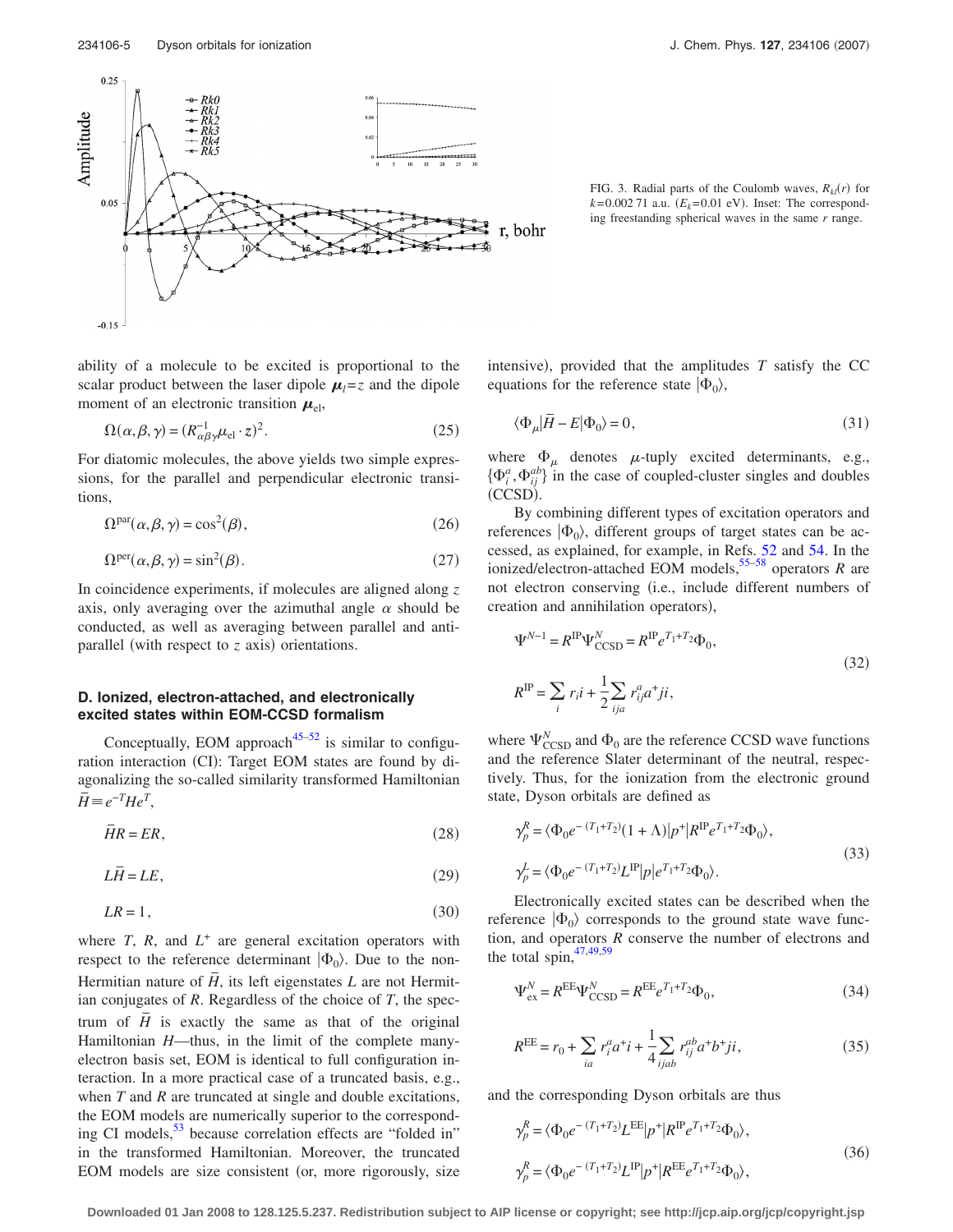FIG. 3. Radial parts of the Coulomb waves, $R_{kl}(r)$ for $k=0.002\,71$ a.u. ($E_k=0.01$ eV). Inset: The corresponding freestanding spherical waves in the same $r$ range.

ability of a molecule to be excited is proportional to the scalar product between the laser dipole $\boldsymbol{\mu}_l=z$ and the dipole moment of an electronic transition $\boldsymbol{\mu}_{\text{el}}$,

$$\Omega(\alpha,\beta,\gamma)=(R^{-1}_{\alpha\beta\gamma}\mu_{\text{el}}\cdot z)^2. \tag{25}$$

For diatomic molecules, the above yields two simple expressions, for the parallel and perpendicular electronic transitions,

$$\Omega^{\text{par}}(\alpha,\beta,\gamma)=\cos^2(\beta), \tag{26}$$

$$\Omega^{\text{per}}(\alpha,\beta,\gamma)=\sin^2(\beta). \tag{27}$$

In coincidence experiments, if molecules are aligned along $z$ axis, only averaging over the azimuthal angle $\alpha$ should be conducted, as well as averaging between parallel and antiparallel (with respect to $z$ axis) orientations.

### D. Ionized, electron-attached, and electronically excited states within EOM-CCSD formalism

Conceptually, EOM approach[45–52] is similar to configuration interaction (CI): Target EOM states are found by diagonalizing the so-called similarity transformed Hamiltonian $\bar{H}\equiv e^{-T}He^{T}$,

$$\bar{H}R=ER, \tag{28}$$

$$L\bar{H}=LE, \tag{29}$$

$$LR=1, \tag{30}$$

where $T$, $R$, and $L^{+}$ are general excitation operators with respect to the reference determinant $|\Phi_0\rangle$. Due to the non-Hermitian nature of $\bar{H}$, its left eigenstates $L$ are not Hermitian conjugates of $R$. Regardless of the choice of $T$, the spectrum of $\bar{H}$ is exactly the same as that of the original Hamiltonian $H$—thus, in the limit of the complete many-electron basis set, EOM is identical to full configuration interaction. In a more practical case of a truncated basis, e.g., when $T$ and $R$ are truncated at single and double excitations, the EOM models are numerically superior to the corresponding CI models,[53] because correlation effects are "folded in" in the transformed Hamiltonian. Moreover, the truncated EOM models are size consistent (or, more rigorously, size intensive), provided that the amplitudes $T$ satisfy the CC equations for the reference state $|\Phi_0\rangle$,

$$\langle\Phi_\mu|\bar{H}-E|\Phi_0\rangle=0, \tag{31}$$

where $\Phi_\mu$ denotes $\mu$-tuply excited determinants, e.g., $\{\Phi_i^a,\Phi_{ij}^{ab}\}$ in the case of coupled-cluster singles and doubles (CCSD).

By combining different types of excitation operators and references $|\Phi_0\rangle$, different groups of target states can be accessed, as explained, for example, in Refs. 52 and 54. In the ionized/electron-attached EOM models,[55–58] operators $R$ are not electron conserving (i.e., include different numbers of creation and annihilation operators),

$$\begin{aligned}\Psi^{N-1}&=R^{\text{IP}}\Psi^{N}_{\text{CCSD}}=R^{\text{IP}}e^{T_1+T_2}\Phi_0,\\ R^{\text{IP}}&=\sum_i r_i i+\frac{1}{2}\sum_{ija}r^a_{ij}a^{+}ji,\end{aligned} \tag{32}$$

where $\Psi^N_{\text{CCSD}}$ and $\Phi_0$ are the reference CCSD wave functions and the reference Slater determinant of the neutral, respectively. Thus, for the ionization from the electronic ground state, Dyson orbitals are defined as

$$\begin{aligned}\gamma^R_p&=\langle\Phi_0 e^{-(T_1+T_2)}(1+\Lambda)|p^{+}|R^{\text{IP}}e^{T_1+T_2}\Phi_0\rangle,\\ \gamma^L_p&=\langle\Phi_0 e^{-(T_1+T_2)}L^{\text{IP}}|p|e^{T_1+T_2}\Phi_0\rangle.\end{aligned} \tag{33}$$

Electronically excited states can be described when the reference $|\Phi_0\rangle$ corresponds to the ground state wave function, and operators $R$ conserve the number of electrons and the total spin,[47,49,59]

$$\Psi^N_{\text{ex}}=R^{\text{EE}}\Psi^N_{\text{CCSD}}=R^{\text{EE}}e^{T_1+T_2}\Phi_0, \tag{34}$$

$$R^{\text{EE}}=r_0+\sum_{ia}r^a_i a^{+}i+\frac{1}{4}\sum_{ijab}r^{ab}_{ij}a^{+}b^{+}ji, \tag{35}$$

and the corresponding Dyson orbitals are thus

$$\begin{aligned}\gamma^R_p&=\langle\Phi_0 e^{-(T_1+T_2)}L^{\text{EE}}|p^{+}|R^{\text{IP}}e^{T_1+T_2}\Phi_0\rangle,\\ \gamma^R_p&=\langle\Phi_0 e^{-(T_1+T_2)}L^{\text{IP}}|p^{+}|R^{\text{EE}}e^{T_1+T_2}\Phi_0\rangle,\end{aligned} \tag{36}$$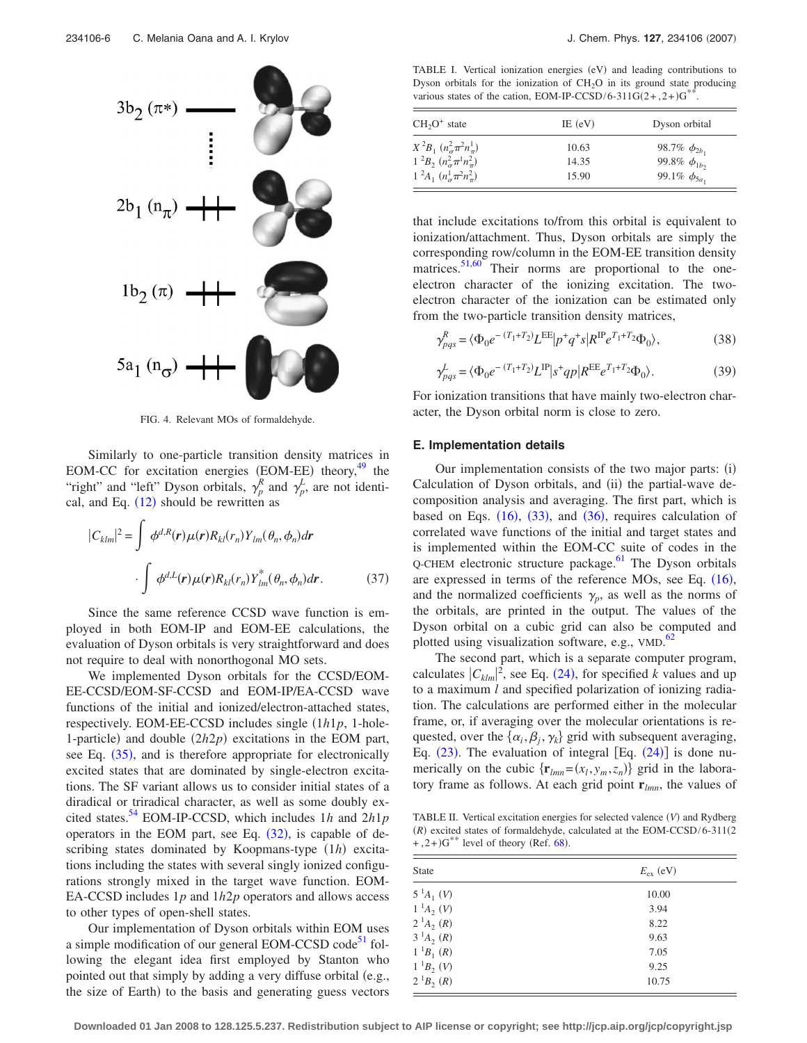3b$_2$ ($\pi^*$)

2b$_1$ ($n_\pi$)

1b$_2$ ($\pi$)

5a$_1$ ($n_\sigma$)

FIG. 4. Relevant MOs of formaldehyde.

Similarly to one-particle transition density matrices in EOM-CC for excitation energies (EOM-EE) theory,[49] the "right" and "left" Dyson orbitals, $\gamma_p^R$ and $\gamma_p^L$, are not identical, and Eq. (12) should be rewritten as

$$|C_{klm}|^2 = \int \phi^{d,R}(\boldsymbol{r})\mu(\boldsymbol{r})R_{kl}(r_n)Y_{lm}(\theta_n,\phi_n)d\boldsymbol{r} \cdot \int \phi^{d,L}(\boldsymbol{r})\mu(\boldsymbol{r})R_{kl}(r_n)Y^*_{lm}(\theta_n,\phi_n)d\boldsymbol{r}. \tag{37}$$

Since the same reference CCSD wave function is employed in both EOM-IP and EOM-EE calculations, the evaluation of Dyson orbitals is very straightforward and does not require to deal with nonorthogonal MO sets.

We implemented Dyson orbitals for the CCSD/EOM-EE-CCSD/EOM-SF-CCSD and EOM-IP/EA-CCSD wave functions of the initial and ionized/electron-attached states, respectively. EOM-EE-CCSD includes single ($1h1p$, 1-hole-1-particle) and double ($2h2p$) excitations in the EOM part, see Eq. (35), and is therefore appropriate for electronically excited states that are dominated by single-electron excitations. The SF variant allows us to consider initial states of a diradical or triradical character, as well as some doubly excited states.[54] EOM-IP-CCSD, which includes $1h$ and $2h1p$ operators in the EOM part, see Eq. (32), is capable of describing states dominated by Koopmans-type ($1h$) excitations including the states with several singly ionized configurations strongly mixed in the target wave function. EOM-EA-CCSD includes $1p$ and $1h2p$ operators and allows access to other types of open-shell states.

Our implementation of Dyson orbitals within EOM uses a simple modification of our general EOM-CCSD code[51] following the elegant idea first employed by Stanton who pointed out that simply by adding a very diffuse orbital (e.g., the size of Earth) to the basis and generating guess vectors that include excitations to/from this orbital is equivalent to ionization/attachment. Thus, Dyson orbitals are simply the corresponding row/column in the EOM-EE transition density matrices.[51,60] Their norms are proportional to the one-electron character of the ionizing excitation. The two-electron character of the ionization can be estimated only from the two-particle transition density matrices,

$$\gamma^R_{pqs} = \langle \Phi_0 e^{-(T_1+T_2)} L^{\mathrm{EE}} | p^+ q^+ s | R^{\mathrm{IP}} e^{T_1+T_2}\Phi_0\rangle, \tag{38}$$

$$\gamma^L_{pqs} = \langle \Phi_0 e^{-(T_1+T_2)} L^{\mathrm{IP}} | s^+ qp | R^{\mathrm{EE}} e^{T_1+T_2}\Phi_0\rangle. \tag{39}$$

For ionization transitions that have mainly two-electron character, the Dyson orbital norm is close to zero.

### E. Implementation details

Our implementation consists of the two major parts: (i) Calculation of Dyson orbitals, and (ii) the partial-wave decomposition analysis and averaging. The first part, which is based on Eqs. (16), (33), and (36), requires calculation of correlated wave functions of the initial and target states and is implemented within the EOM-CC suite of codes in the Q-CHEM electronic structure package.[61] The Dyson orbitals are expressed in terms of the reference MOs, see Eq. (16), and the normalized coefficients $\gamma_p$, as well as the norms of the orbitals, are printed in the output. The values of the Dyson orbital on a cubic grid can also be computed and plotted using visualization software, e.g., VMD.[62]

The second part, which is a separate computer program, calculates $|C_{klm}|^2$, see Eq. (24), for specified $k$ values and up to a maximum $l$ and specified polarization of ionizing radiation. The calculations are performed either in the molecular frame, or, if averaging over the molecular orientations is requested, over the $\{\alpha_i,\beta_j,\gamma_k\}$ grid with subsequent averaging, Eq. (23). The evaluation of integral [Eq. (24)] is done numerically on the cubic $\{\mathbf{r}_{lmn}=(x_l,y_m,z_n)\}$ grid in the laboratory frame as follows. At each grid point $\mathbf{r}_{lmn}$, the values of

TABLE I. Vertical ionization energies (eV) and leading contributions to Dyson orbitals for the ionization of $CH_2O$ in its ground state producing various states of the cation, EOM-IP-CCSD/6-311G(2+,2+)G$^{**}$.

| $CH_2O^+$ state | IE (eV) | Dyson orbital |
|---|---|---|
| $X\,^2B_1$ $(n_\sigma^2\pi^2n_\pi^1)$ | 10.63 | 98.7% $\phi_{2b_1}$ |
| $1\,^2B_2$ $(n_\sigma^2\pi^1n_\pi^2)$ | 14.35 | 99.8% $\phi_{1b_2}$ |
| $1\,^2A_1$ $(n_\sigma^1\pi^2n_\pi^2)$ | 15.90 | 99.1% $\phi_{5a_1}$ |

TABLE II. Vertical excitation energies for selected valence ($V$) and Rydberg ($R$) excited states of formaldehyde, calculated at the EOM-CCSD/6-311(2+,2+)G$^{**}$ level of theory (Ref. 68).

| State | $E_{\mathrm{ex}}$ (eV) |
|---|---|
| $5\,^1A_1$ ($V$) | 10.00 |
| $1\,^1A_2$ ($V$) | 3.94 |
| $2\,^1A_2$ ($R$) | 8.22 |
| $3\,^1A_2$ ($R$) | 9.63 |
| $1\,^1B_1$ ($R$) | 7.05 |
| $1\,^1B_2$ ($V$) | 9.25 |
| $2\,^1B_2$ ($R$) | 10.75 |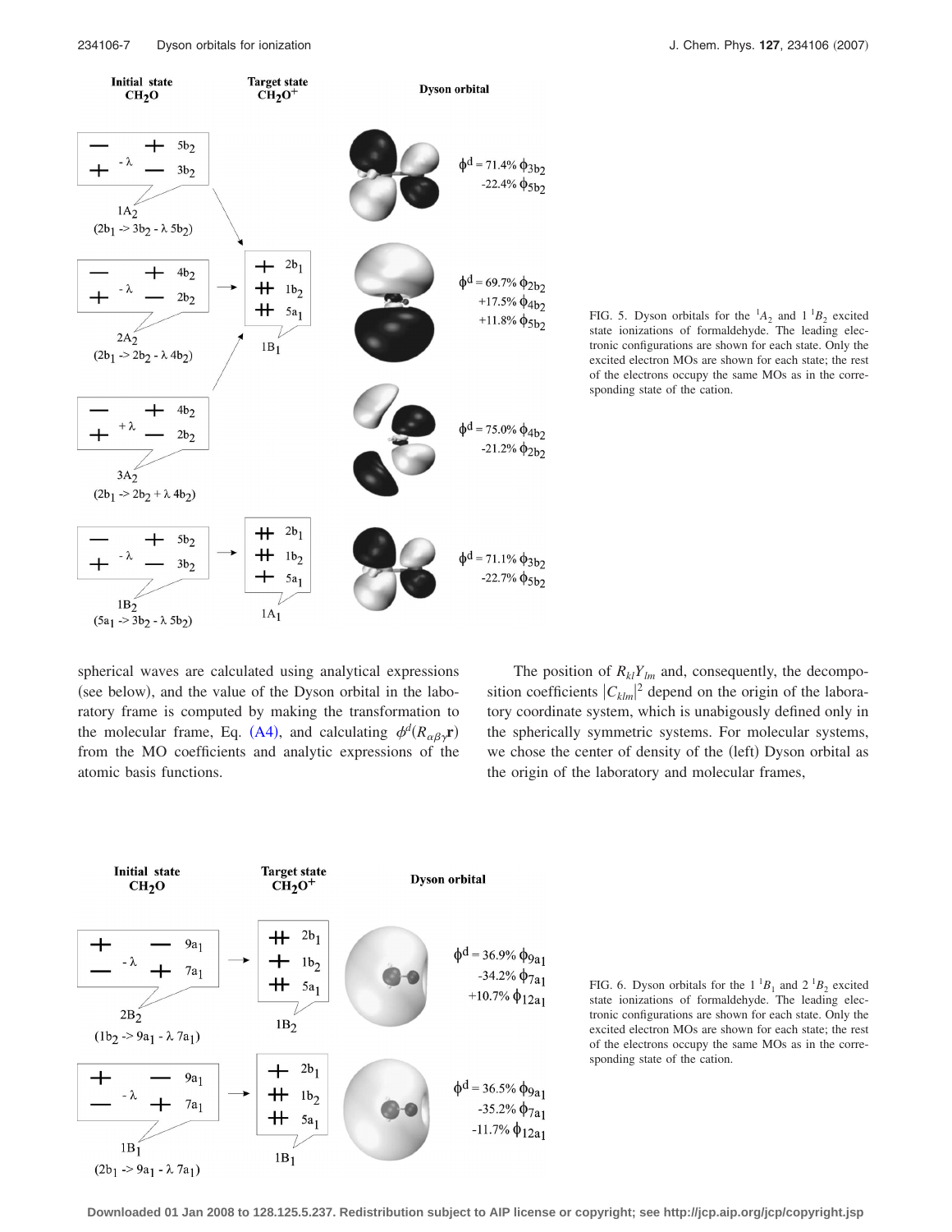FIG. 5. Dyson orbitals for the $^1A_2$ and 1 $^1B_2$ excited state ionizations of formaldehyde. The leading electronic configurations are shown for each state. Only the excited electron MOs are shown for each state; the rest of the electrons occupy the same MOs as in the corresponding state of the cation.

spherical waves are calculated using analytical expressions (see below), and the value of the Dyson orbital in the laboratory frame is computed by making the transformation to the molecular frame, Eq. (A4), and calculating $\phi^d(R_{\alpha\beta\gamma}\mathbf{r})$ from the MO coefficients and analytic expressions of the atomic basis functions.

The position of $R_{kl}Y_{lm}$ and, consequently, the decomposition coefficients $|C_{klm}|^2$ depend on the origin of the laboratory coordinate system, which is unabigously defined only in the spherically symmetric systems. For molecular systems, we chose the center of density of the (left) Dyson orbital as the origin of the laboratory and molecular frames,

FIG. 6. Dyson orbitals for the 1 $^1B_1$ and 2 $^1B_2$ excited state ionizations of formaldehyde. The leading electronic configurations are shown for each state. Only the excited electron MOs are shown for each state; the rest of the electrons occupy the same MOs as in the corresponding state of the cation.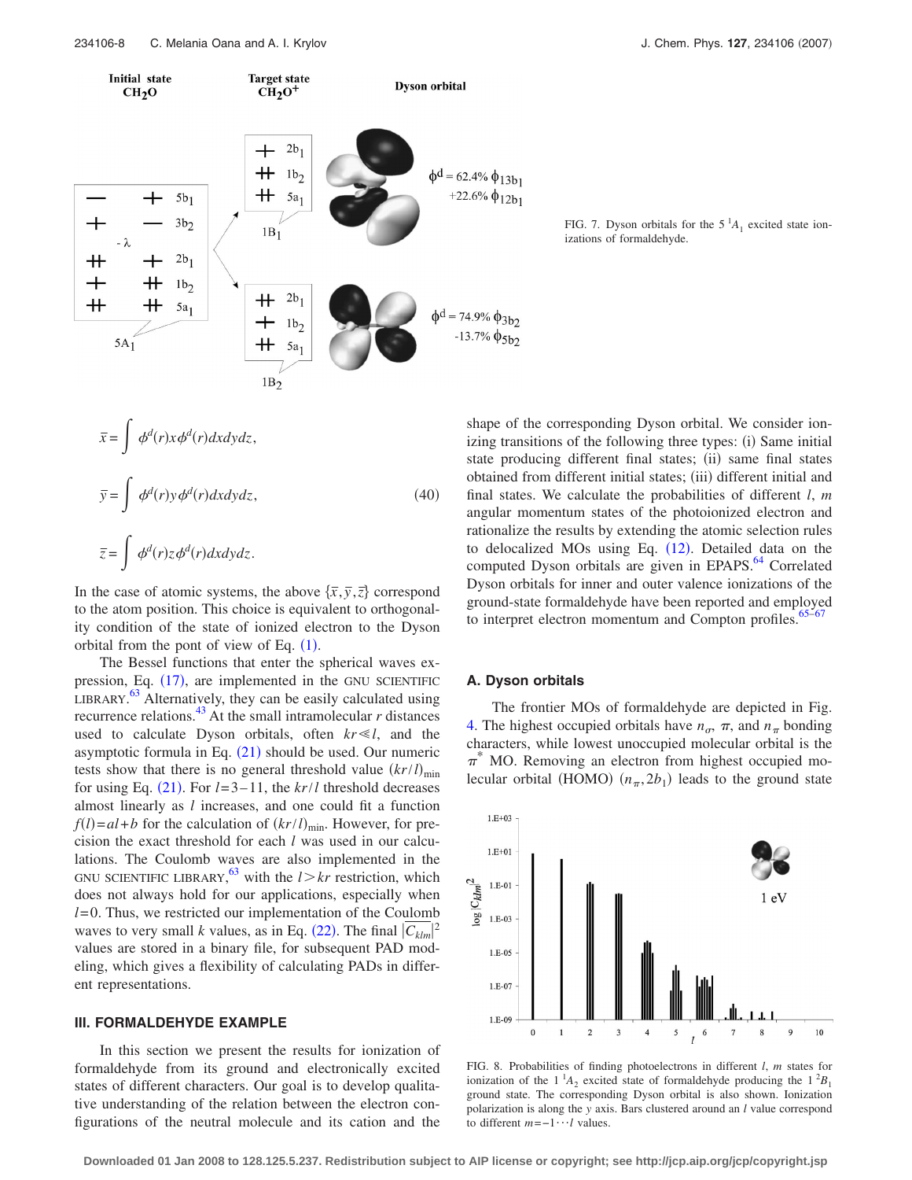FIG. 7. Dyson orbitals for the 5 $^1A_1$ excited state ionizations of formaldehyde.

$$\bar{x} = \int \phi^d(r) x \phi^d(r) dx dy dz,$$

$$\bar{y} = \int \phi^d(r) y \phi^d(r) dx dy dz, \tag{40}$$

$$\bar{z} = \int \phi^d(r) z \phi^d(r) dx dy dz.$$

In the case of atomic systems, the above $\{\bar{x},\bar{y},\bar{z}\}$ correspond to the atom position. This choice is equivalent to orthogonality condition of the state of ionized electron to the Dyson orbital from the pont of view of Eq. (1).

The Bessel functions that enter the spherical waves expression, Eq. (17), are implemented in the GNU SCIENTIFIC LIBRARY.[63] Alternatively, they can be easily calculated using recurrence relations.[43] At the small intramolecular $r$ distances used to calculate Dyson orbitals, often $kr \ll l$, and the asymptotic formula in Eq. (21) should be used. Our numeric tests show that there is no general threshold value $(kr/l)_{\min}$ for using Eq. (21). For $l=3-11$, the $kr/l$ threshold decreases almost linearly as $l$ increases, and one could fit a function $f(l)=al+b$ for the calculation of $(kr/l)_{\min}$. However, for precision the exact threshold for each $l$ was used in our calculations. The Coulomb waves are also implemented in the GNU SCIENTIFIC LIBRARY,[63] with the $l>kr$ restriction, which does not always hold for our applications, especially when $l=0$. Thus, we restricted our implementation of the Coulomb waves to very small $k$ values, as in Eq. (22). The final $|C_{klm}|^2$ values are stored in a binary file, for subsequent PAD modeling, which gives a flexibility of calculating PADs in different representations.

### III. FORMALDEHYDE EXAMPLE

In this section we present the results for ionization of formaldehyde from its ground and electronically excited states of different characters. Our goal is to develop qualitative understanding of the relation between the electron configurations of the neutral molecule and its cation and the shape of the corresponding Dyson orbital. We consider ionizing transitions of the following three types: (i) Same initial state producing different final states; (ii) same final states obtained from different initial states; (iii) different initial and final states. We calculate the probabilities of different $l$, $m$ angular momentum states of the photoionized electron and rationalize the results by extending the atomic selection rules to delocalized MOs using Eq. (12). Detailed data on the computed Dyson orbitals are given in EPAPS.[64] Correlated Dyson orbitals for inner and outer valence ionizations of the ground-state formaldehyde have been reported and employed to interpret electron momentum and Compton profiles.[65–67]

#### A. Dyson orbitals

The frontier MOs of formaldehyde are depicted in Fig. 4. The highest occupied orbitals have $n_\sigma$, $\pi$, and $n_\pi$ bonding characters, while lowest unoccupied molecular orbital is the $\pi^*$ MO. Removing an electron from highest occupied molecular orbital (HOMO) $(n_\pi, 2b_1)$ leads to the ground state

FIG. 8. Probabilities of finding photoelectrons in different $l$, $m$ states for ionization of the 1 $^1A_2$ excited state of formaldehyde producing the 1 $^2B_1$ ground state. The corresponding Dyson orbital is also shown. Ionization polarization is along the $y$ axis. Bars clustered around an $l$ value correspond to different $m=-1\cdots l$ values.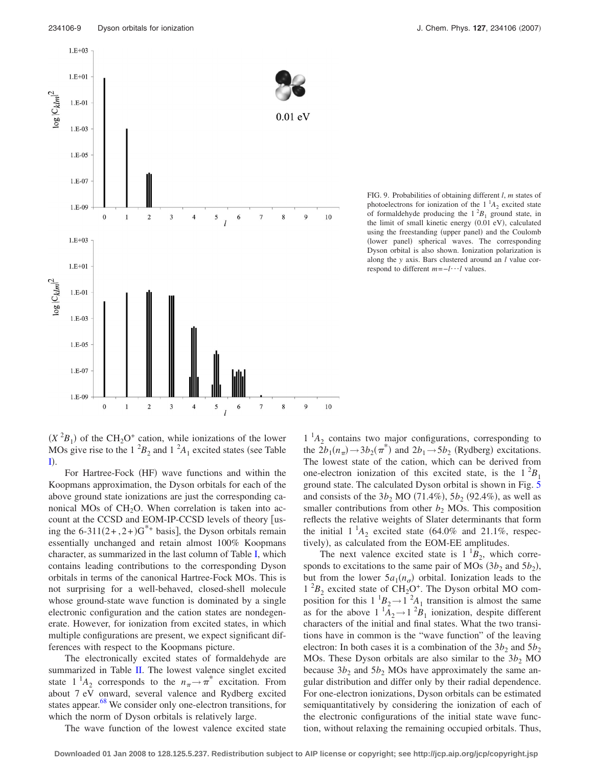FIG. 9. Probabilities of obtaining different $l$, $m$ states of photoelectrons for ionization of the $1\,^1A_2$ excited state of formaldehyde producing the $1\,^2B_1$ ground state, in the limit of small kinetic energy (0.01 eV), calculated using the freestanding (upper panel) and the Coulomb (lower panel) spherical waves. The corresponding Dyson orbital is also shown. Ionization polarization is along the $y$ axis. Bars clustered around an $l$ value correspond to different $m=-l\cdots l$ values.

($X\,^2B_1$) of the $CH_2O^+$ cation, while ionizations of the lower MOs give rise to the $1\,^2B_2$ and $1\,^2A_1$ excited states (see Table I).

For Hartree-Fock (HF) wave functions and within the Koopmans approximation, the Dyson orbitals for each of the above ground state ionizations are just the corresponding canonical MOs of $CH_2O$. When correlation is taken into account at the CCSD and EOM-IP-CCSD levels of theory [using the 6-311(2+,2+)G$^{*+}$ basis], the Dyson orbitals remain essentially unchanged and retain almost 100% Koopmans character, as summarized in the last column of Table I, which contains leading contributions to the corresponding Dyson orbitals in terms of the canonical Hartree-Fock MOs. This is not surprising for a well-behaved, closed-shell molecule whose ground-state wave function is dominated by a single electronic configuration and the cation states are nondegenerate. However, for ionization from excited states, in which multiple configurations are present, we expect significant differences with respect to the Koopmans picture.

The electronically excited states of formaldehyde are summarized in Table II. The lowest valence singlet excited state $1\,^1A_2$ corresponds to the $n_\pi \rightarrow \pi^*$ excitation. From about 7 eV onward, several valence and Rydberg excited states appear.[68] We consider only one-electron transitions, for which the norm of Dyson orbitals is relatively large.

The wave function of the lowest valence excited state $1\,^1A_2$ contains two major configurations, corresponding to the $2b_1(n_\pi) \rightarrow 3b_2(\pi^*)$ and $2b_1 \rightarrow 5b_2$ (Rydberg) excitations. The lowest state of the cation, which can be derived from one-electron ionization of this excited state, is the $1\,^2B_1$ ground state. The calculated Dyson orbital is shown in Fig. 5 and consists of the $3b_2$ MO (71.4%), $5b_2$ (92.4%), as well as smaller contributions from other $b_2$ MOs. This composition reflects the relative weights of Slater determinants that form the initial $1\,^1A_2$ excited state (64.0% and 21.1%, respectively), as calculated from the EOM-EE amplitudes.

The next valence excited state is $1\,^1B_2$, which corresponds to excitations to the same pair of MOs ($3b_2$ and $5b_2$), but from the lower $5a_1(n_\sigma)$ orbital. Ionization leads to the $1\,^2B_2$ excited state of $CH_2O^+$. The Dyson orbital MO composition for this $1\,^1B_2 \rightarrow 1\,^2A_1$ transition is almost the same as for the above $1\,^1A_2 \rightarrow 1\,^2B_1$ ionization, despite different characters of the initial and final states. What the two transitions have in common is the "wave function" of the leaving electron: In both cases it is a combination of the $3b_2$ and $5b_2$ MOs. These Dyson orbitals are also similar to the $3b_2$ MO because $3b_2$ and $5b_2$ MOs have approximately the same angular distribution and differ only by their radial dependence. For one-electron ionizations, Dyson orbitals can be estimated semiquantitatively by considering the ionization of each of the electronic configurations of the initial state wave function, without relaxing the remaining occupied orbitals. Thus,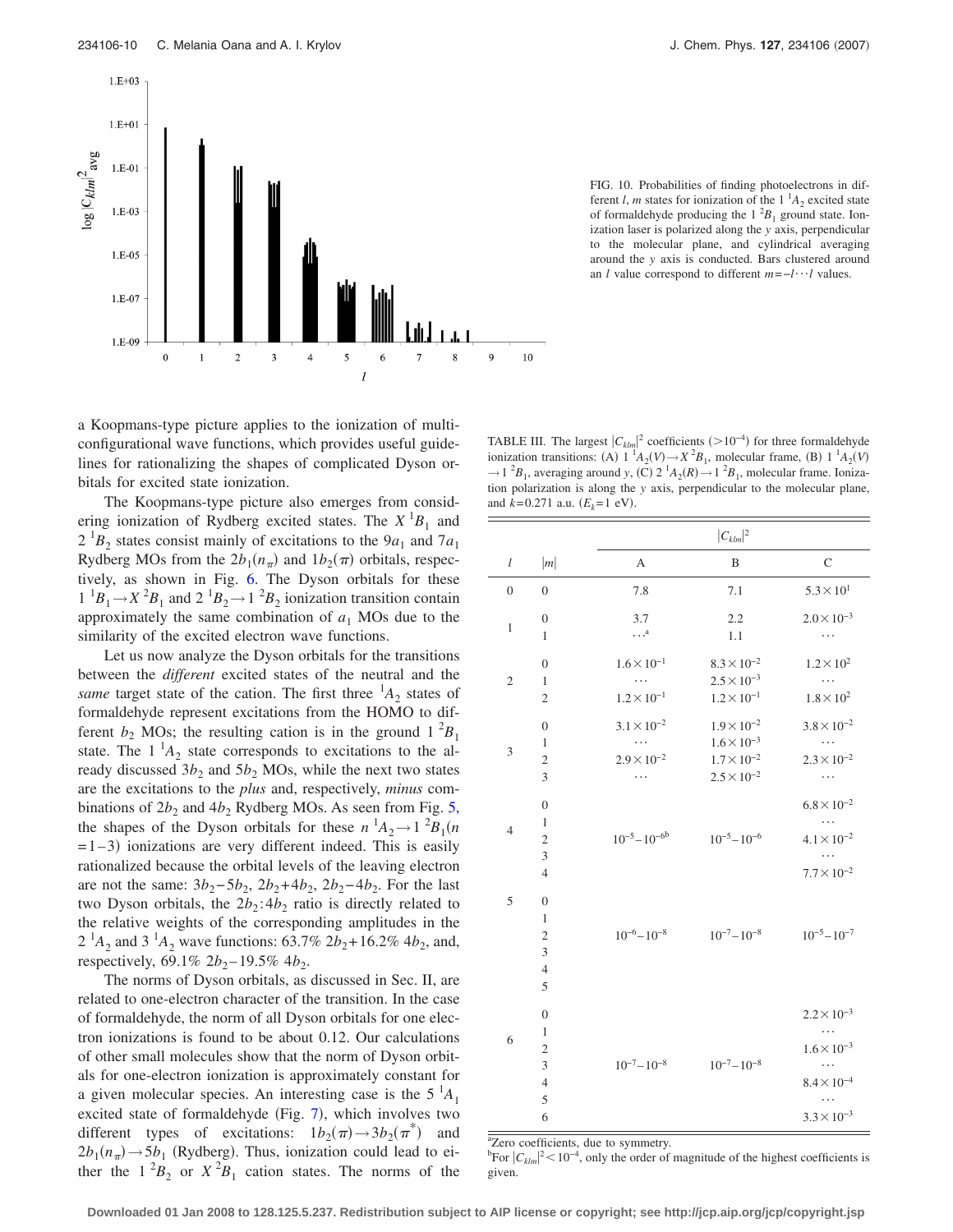FIG. 10. Probabilities of finding photoelectrons in different $l$, $m$ states for ionization of the $1\,^1A_2$ excited state of formaldehyde producing the $1\,^2B_1$ ground state. Ionization laser is polarized along the $y$ axis, perpendicular to the molecular plane, and cylindrical averaging around the $y$ axis is conducted. Bars clustered around an $l$ value correspond to different $m=-l\cdots l$ values.

a Koopmans-type picture applies to the ionization of multiconfigurational wave functions, which provides useful guidelines for rationalizing the shapes of complicated Dyson orbitals for excited state ionization.

The Koopmans-type picture also emerges from considering ionization of Rydberg excited states. The $X\,^1B_1$ and $2\,^1B_2$ states consist mainly of excitations to the $9a_1$ and $7a_1$ Rydberg MOs from the $2b_1(n_\pi)$ and $1b_2(\pi)$ orbitals, respectively, as shown in Fig. 6. The Dyson orbitals for these $1\,^1B_1 \rightarrow X\,^2B_1$ and $2\,^1B_2 \rightarrow 1\,^2B_2$ ionization transition contain approximately the same combination of $a_1$ MOs due to the similarity of the excited electron wave functions.

Let us now analyze the Dyson orbitals for the transitions between the *different* excited states of the neutral and the *same* target state of the cation. The first three $^1A_2$ states of formaldehyde represent excitations from the HOMO to different $b_2$ MOs; the resulting cation is in the ground $1\,^2B_1$ state. The $1\,^1A_2$ state corresponds to excitations to the already discussed $3b_2$ and $5b_2$ MOs, while the next two states are the excitations to the *plus* and, respectively, *minus* combinations of $2b_2$ and $4b_2$ Rydberg MOs. As seen from Fig. 5, the shapes of the Dyson orbitals for these $n\,^1A_2 \rightarrow 1\,^2B_1 (n=1-3)$ ionizations are very different indeed. This is easily rationalized because the orbital levels of the leaving electron are not the same: $3b_2-5b_2$, $2b_2+4b_2$, $2b_2-4b_2$. For the last two Dyson orbitals, the $2b_2$:$4b_2$ ratio is directly related to the relative weights of the corresponding amplitudes in the $2\,^1A_2$ and $3\,^1A_2$ wave functions: 63.7% $2b_2$+16.2% $4b_2$, and, respectively, 69.1% $2b_2$−19.5% $4b_2$.

The norms of Dyson orbitals, as discussed in Sec. II, are related to one-electron character of the transition. In the case of formaldehyde, the norm of all Dyson orbitals for one electron ionizations is found to be about 0.12. Our calculations of other small molecules show that the norm of Dyson orbitals for one-electron ionization is approximately constant for a given molecular species. An interesting case is the $5\,^1A_1$ excited state of formaldehyde (Fig. 7), which involves two different types of excitations: $1b_2(\pi) \rightarrow 3b_2(\pi^*)$ and $2b_1(n_\pi) \rightarrow 5b_1$ (Rydberg). Thus, ionization could lead to either the $1\,^2B_2$ or $X\,^2B_1$ cation states. The norms of the

TABLE III. The largest $|C_{klm}|^2$ coefficients ($>10^{-4}$) for three formaldehyde ionization transitions: (A) $1\,^1A_2(V) \rightarrow X\,^2B_1$, molecular frame, (B) $1\,^1A_2(V) \rightarrow 1\,^2B_1$, averaging around $y$, (C) $2\,^1A_2(R) \rightarrow 1\,^2B_1$, molecular frame. Ionization polarization is along the $y$ axis, perpendicular to the molecular plane, and $k=0.271$ a.u. ($E_k=1$ eV).

| $l$ | $\lvert m\rvert$ | $\lvert C_{klm}\rvert^2$ | | |
|---|---|---|---|---|
| | | A | B | C |
| 0 | 0 | 7.8 | 7.1 | $5.3\times10^{1}$ |
| 1 | 0 | 3.7 | 2.2 | $2.0\times10^{-3}$ |
| | 1 | …[a] | 1.1 | … |
| 2 | 0 | $1.6\times10^{-1}$ | $8.3\times10^{-2}$ | $1.2\times10^{2}$ |
| | 1 | … | $2.5\times10^{-3}$ | … |
| | 2 | $1.2\times10^{-1}$ | $1.2\times10^{-1}$ | $1.8\times10^{2}$ |
| 3 | 0 | $3.1\times10^{-2}$ | $1.9\times10^{-2}$ | $3.8\times10^{-2}$ |
| | 1 | … | $1.6\times10^{-3}$ | … |
| | 2 | $2.9\times10^{-2}$ | $1.7\times10^{-2}$ | $2.3\times10^{-2}$ |
| | 3 | … | $2.5\times10^{-2}$ | … |
| 4 | 0 | | | $6.8\times10^{-2}$ |
| | 1 | | | … |
| | 2 | $10^{-5}-10^{-6}$[b] | $10^{-5}-10^{-6}$ | $4.1\times10^{-2}$ |
| | 3 | | | … |
| | 4 | | | $7.7\times10^{-2}$ |
| 5 | 0 | | | |
| | 1 | | | |
| | 2 | $10^{-6}-10^{-8}$ | $10^{-7}-10^{-8}$ | $10^{-5}-10^{-7}$ |
| | 3 | | | |
| | 4 | | | |
| | 5 | | | |
| 6 | 0 | | | $2.2\times10^{-3}$ |
| | 1 | | | … |
| | 2 | | | $1.6\times10^{-3}$ |
| | 3 | $10^{-7}-10^{-8}$ | $10^{-7}-10^{-8}$ | … |
| | 4 | | | $8.4\times10^{-4}$ |
| | 5 | | | … |
| | 6 | | | $3.3\times10^{-3}$ |

[a]Zero coefficients, due to symmetry.

[b]For $|C_{klm}|^2<10^{-4}$, only the order of magnitude of the highest coefficients is given.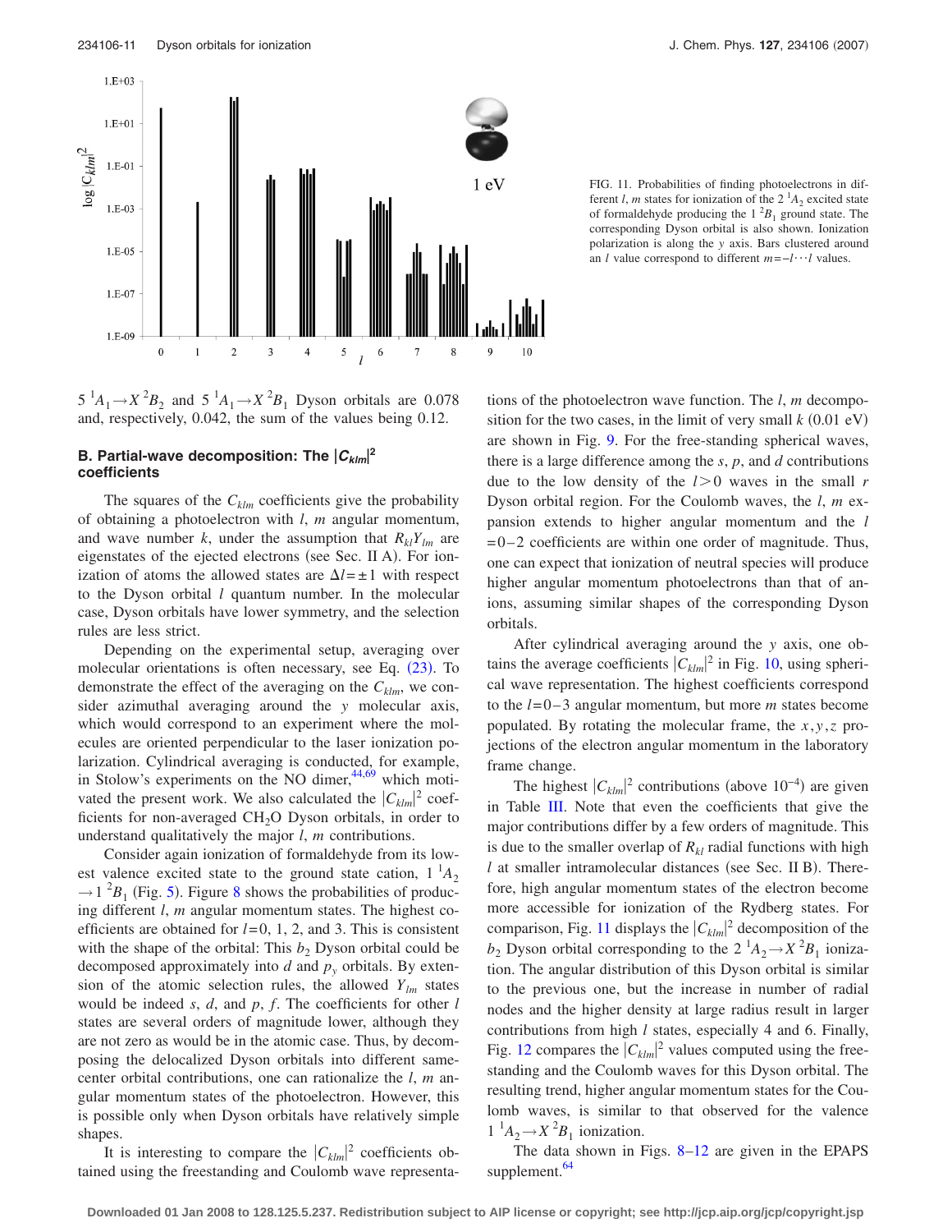FIG. 11. Probabilities of finding photoelectrons in different $l$, $m$ states for ionization of the 2 $^1A_2$ excited state of formaldehyde producing the 1 $^2B_1$ ground state. The corresponding Dyson orbital is also shown. Ionization polarization is along the $y$ axis. Bars clustered around an $l$ value correspond to different $m=-l\cdots l$ values.

5 $^1A_1 \to X\ ^2B_2$ and 5 $^1A_1 \to X\ ^2B_1$ Dyson orbitals are 0.078 and, respectively, 0.042, the sum of the values being 0.12.

### B. Partial-wave decomposition: The $|C_{klm}|^2$ coefficients

The squares of the $C_{klm}$ coefficients give the probability of obtaining a photoelectron with $l$, $m$ angular momentum, and wave number $k$, under the assumption that $R_{kl}Y_{lm}$ are eigenstates of the ejected electrons (see Sec. II A). For ionization of atoms the allowed states are $\Delta l = \pm 1$ with respect to the Dyson orbital $l$ quantum number. In the molecular case, Dyson orbitals have lower symmetry, and the selection rules are less strict.

Depending on the experimental setup, averaging over molecular orientations is often necessary, see Eq. (23). To demonstrate the effect of the averaging on the $C_{klm}$, we consider azimuthal averaging around the $y$ molecular axis, which would correspond to an experiment where the molecules are oriented perpendicular to the laser ionization polarization. Cylindrical averaging is conducted, for example, in Stolow's experiments on the NO dimer,[44,69] which motivated the present work. We also calculated the $|C_{klm}|^2$ coefficients for non-averaged $CH_2O$ Dyson orbitals, in order to understand qualitatively the major $l$, $m$ contributions.

Consider again ionization of formaldehyde from its lowest valence excited state to the ground state cation, 1 $^1A_2 \to 1\ ^2B_1$ (Fig. 5). Figure 8 shows the probabilities of producing different $l$, $m$ angular momentum states. The highest coefficients are obtained for $l=0$, 1, 2, and 3. This is consistent with the shape of the orbital: This $b_2$ Dyson orbital could be decomposed approximately into $d$ and $p_y$ orbitals. By extension of the atomic selection rules, the allowed $Y_{lm}$ states would be indeed $s$, $d$, and $p$, $f$. The coefficients for other $l$ states are several orders of magnitude lower, although they are not zero as would be in the atomic case. Thus, by decomposing the delocalized Dyson orbitals into different same-center orbital contributions, one can rationalize the $l$, $m$ angular momentum states of the photoelectron. However, this is possible only when Dyson orbitals have relatively simple shapes.

It is interesting to compare the $|C_{klm}|^2$ coefficients obtained using the freestanding and Coulomb wave representations of the photoelectron wave function. The $l$, $m$ decomposition for the two cases, in the limit of very small $k$ (0.01 eV) are shown in Fig. 9. For the free-standing spherical waves, there is a large difference among the $s$, $p$, and $d$ contributions due to the low density of the $l>0$ waves in the small $r$ Dyson orbital region. For the Coulomb waves, the $l$, $m$ expansion extends to higher angular momentum and the $l=0-2$ coefficients are within one order of magnitude. Thus, one can expect that ionization of neutral species will produce higher angular momentum photoelectrons than that of anions, assuming similar shapes of the corresponding Dyson orbitals.

After cylindrical averaging around the $y$ axis, one obtains the average coefficients $|C_{klm}|^2$ in Fig. 10, using spherical wave representation. The highest coefficients correspond to the $l=0-3$ angular momentum, but more $m$ states become populated. By rotating the molecular frame, the $x,y,z$ projections of the electron angular momentum in the laboratory frame change.

The highest $|C_{klm}|^2$ contributions (above $10^{-4}$) are given in Table III. Note that even the coefficients that give the major contributions differ by a few orders of magnitude. This is due to the smaller overlap of $R_{kl}$ radial functions with high $l$ at smaller intramolecular distances (see Sec. II B). Therefore, high angular momentum states of the electron become more accessible for ionization of the Rydberg states. For comparison, Fig. 11 displays the $|C_{klm}|^2$ decomposition of the $b_2$ Dyson orbital corresponding to the 2 $^1A_2 \to X\ ^2B_1$ ionization. The angular distribution of this Dyson orbital is similar to the previous one, but the increase in number of radial nodes and the higher density at large radius result in larger contributions from high $l$ states, especially 4 and 6. Finally, Fig. 12 compares the $|C_{klm}|^2$ values computed using the free-standing and the Coulomb waves for this Dyson orbital. The resulting trend, higher angular momentum states for the Coulomb waves, is similar to that observed for the valence 1 $^1A_2 \to X\ ^2B_1$ ionization.

The data shown in Figs. 8–12 are given in the EPAPS supplement.[64]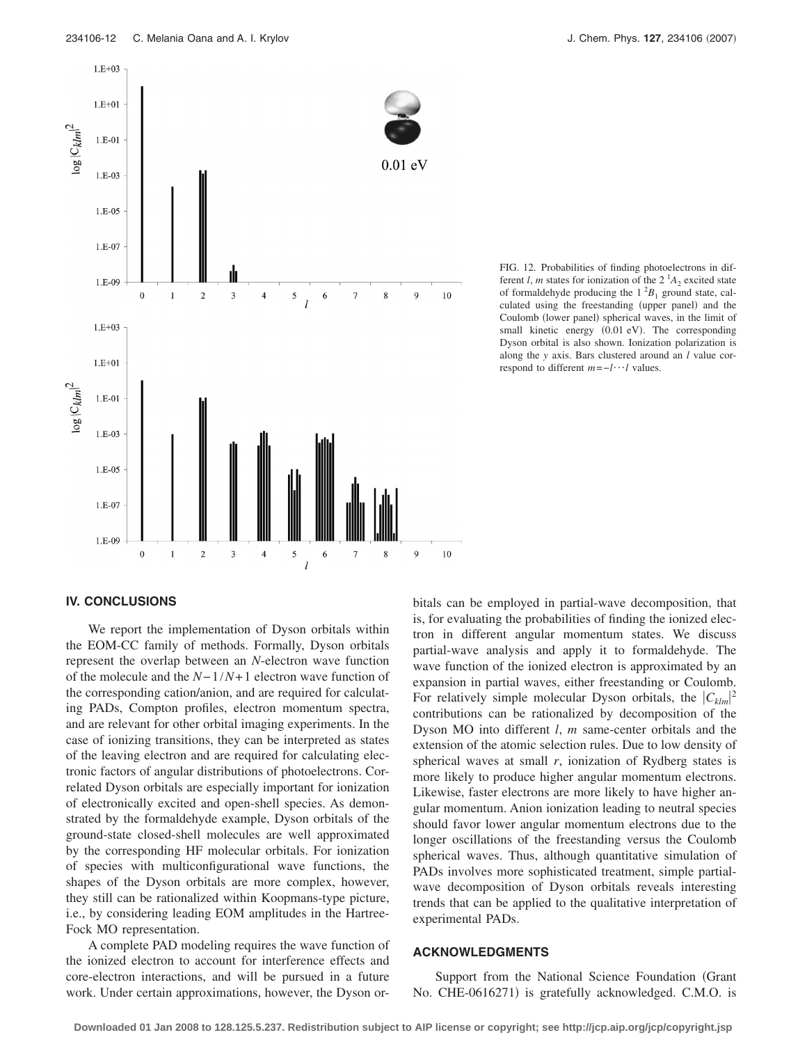1.E+03

1.E+01

1.E-01

1.E-03

1.E-05

1.E-07

1.E-09

log $|C_{klm}|^2$

0.01 eV

0 1 2 3 4 5 6 7 8 9 10

$l$

1.E+03

1.E+01

1.E-01

1.E-03

1.E-05

1.E-07

1.E-09

log $|C_{klm}|^2$

0 1 2 3 4 5 6 7 8 9 10

$l$

FIG. 12. Probabilities of finding photoelectrons in different $l$, $m$ states for ionization of the 2 $^1A_2$ excited state of formaldehyde producing the 1 $^2B_1$ ground state, calculated using the freestanding (upper panel) and the Coulomb (lower panel) spherical waves, in the limit of small kinetic energy (0.01 eV). The corresponding Dyson orbital is also shown. Ionization polarization is along the $y$ axis. Bars clustered around an $l$ value correspond to different $m=-l\cdots l$ values.

## IV. CONCLUSIONS

We report the implementation of Dyson orbitals within the EOM-CC family of methods. Formally, Dyson orbitals represent the overlap between an $N$-electron wave function of the molecule and the $N-1/N+1$ electron wave function of the corresponding cation/anion, and are required for calculating PADs, Compton profiles, electron momentum spectra, and are relevant for other orbital imaging experiments. In the case of ionizing transitions, they can be interpreted as states of the leaving electron and are required for calculating electronic factors of angular distributions of photoelectrons. Correlated Dyson orbitals are especially important for ionization of electronically excited and open-shell species. As demonstrated by the formaldehyde example, Dyson orbitals of the ground-state closed-shell molecules are well approximated by the corresponding HF molecular orbitals. For ionization of species with multiconfigurational wave functions, the shapes of the Dyson orbitals are more complex, however, they still can be rationalized within Koopmans-type picture, i.e., by considering leading EOM amplitudes in the Hartree-Fock MO representation.

A complete PAD modeling requires the wave function of the ionized electron to account for interference effects and core-electron interactions, and will be pursued in a future work. Under certain approximations, however, the Dyson orbitals can be employed in partial-wave decomposition, that is, for evaluating the probabilities of finding the ionized electron in different angular momentum states. We discuss partial-wave analysis and apply it to formaldehyde. The wave function of the ionized electron is approximated by an expansion in partial waves, either freestanding or Coulomb. For relatively simple molecular Dyson orbitals, the $|C_{klm}|^2$ contributions can be rationalized by decomposition of the Dyson MO into different $l$, $m$ same-center orbitals and the extension of the atomic selection rules. Due to low density of spherical waves at small $r$, ionization of Rydberg states is more likely to produce higher angular momentum electrons. Likewise, faster electrons are more likely to have higher angular momentum. Anion ionization leading to neutral species should favor lower angular momentum electrons due to the longer oscillations of the freestanding versus the Coulomb spherical waves. Thus, although quantitative simulation of PADs involves more sophisticated treatment, simple partial-wave decomposition of Dyson orbitals reveals interesting trends that can be applied to the qualitative interpretation of experimental PADs.

## ACKNOWLEDGMENTS

Support from the National Science Foundation (Grant No. CHE-0616271) is gratefully acknowledged. C.M.O. is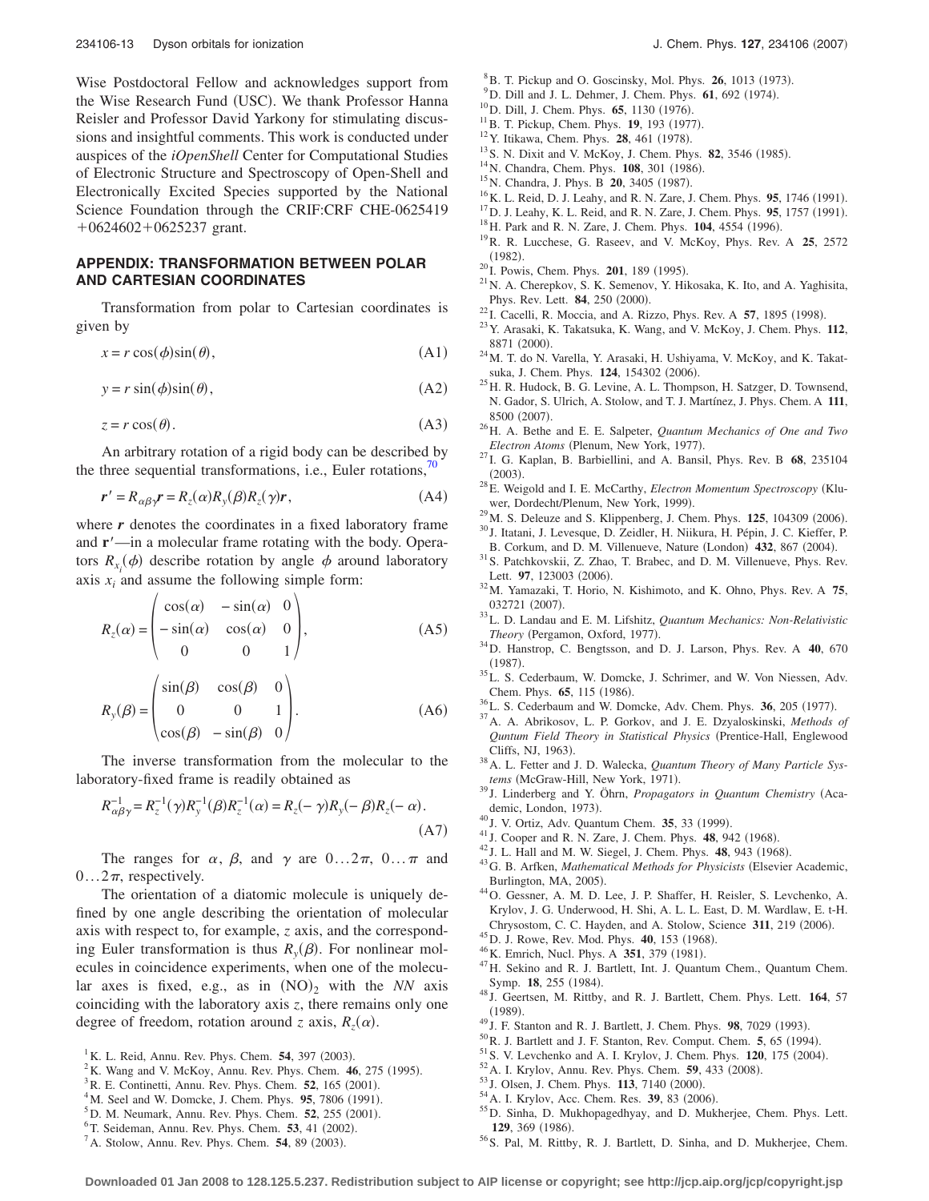Wise Postdoctoral Fellow and acknowledges support from the Wise Research Fund (USC). We thank Professor Hanna Reisler and Professor David Yarkony for stimulating discussions and insightful comments. This work is conducted under auspices of the *iOpenShell* Center for Computational Studies of Electronic Structure and Spectroscopy of Open-Shell and Electronically Excited Species supported by the National Science Foundation through the CRIF:CRF CHE-0625419 +0624602+0625237 grant.

## APPENDIX: TRANSFORMATION BETWEEN POLAR AND CARTESIAN COORDINATES

Transformation from polar to Cartesian coordinates is given by

$$x = r\cos(\phi)\sin(\theta), \tag{A1}$$

$$y = r\sin(\phi)\sin(\theta), \tag{A2}$$

$$z = r\cos(\theta). \tag{A3}$$

An arbitrary rotation of a rigid body can be described by the three sequential transformations, i.e., Euler rotations,[70]

$$\boldsymbol{r}' = R_{\alpha\beta\gamma}\boldsymbol{r} = R_z(\alpha)R_y(\beta)R_z(\gamma)\boldsymbol{r}, \tag{A4}$$

where $\boldsymbol{r}$ denotes the coordinates in a fixed laboratory frame and $\mathbf{r}'$—in a molecular frame rotating with the body. Operators $R_{x_i}(\phi)$ describe rotation by angle $\phi$ around laboratory axis $x_i$ and assume the following simple form:

$$R_z(\alpha) = \begin{pmatrix} \cos(\alpha) & -\sin(\alpha) & 0 \\ -\sin(\alpha) & \cos(\alpha) & 0 \\ 0 & 0 & 1 \end{pmatrix}, \tag{A5}$$

$$R_y(\beta) = \begin{pmatrix} \sin(\beta) & \cos(\beta) & 0 \\ 0 & 0 & 1 \\ \cos(\beta) & -\sin(\beta) & 0 \end{pmatrix}. \tag{A6}$$

The inverse transformation from the molecular to the laboratory-fixed frame is readily obtained as

$$R^{-1}_{\alpha\beta\gamma} = R_z^{-1}(\gamma)R_y^{-1}(\beta)R_z^{-1}(\alpha) = R_z(-\gamma)R_y(-\beta)R_z(-\alpha). \tag{A7}$$

The ranges for $\alpha$, $\beta$, and $\gamma$ are $0\ldots 2\pi$, $0\ldots\pi$ and $0\ldots 2\pi$, respectively.

The orientation of a diatomic molecule is uniquely defined by one angle describing the orientation of molecular axis with respect to, for example, $z$ axis, and the corresponding Euler transformation is thus $R_y(\beta)$. For nonlinear molecules in coincidence experiments, when one of the molecular axes is fixed, e.g., as in $(NO)_2$ with the *NN* axis coinciding with the laboratory axis $z$, there remains only one degree of freedom, rotation around $z$ axis, $R_z(\alpha)$.

[1] K. L. Reid, Annu. Rev. Phys. Chem. **54**, 397 (2003).
[2] K. Wang and V. McKoy, Annu. Rev. Phys. Chem. **46**, 275 (1995).
[3] R. E. Continetti, Annu. Rev. Phys. Chem. **52**, 165 (2001).
[4] M. Seel and W. Domcke, J. Chem. Phys. **95**, 7806 (1991).
[5] D. M. Neumark, Annu. Rev. Phys. Chem. **52**, 255 (2001).
[6] T. Seideman, Annu. Rev. Phys. Chem. **53**, 41 (2002).
[7] A. Stolow, Annu. Rev. Phys. Chem. **54**, 89 (2003).
[8] B. T. Pickup and O. Goscinsky, Mol. Phys. **26**, 1013 (1973).
[9] D. Dill and J. L. Dehmer, J. Chem. Phys. **61**, 692 (1974).
[10] D. Dill, J. Chem. Phys. **65**, 1130 (1976).
[11] B. T. Pickup, Chem. Phys. **19**, 193 (1977).
[12] Y. Itikawa, Chem. Phys. **28**, 461 (1978).
[13] S. N. Dixit and V. McKoy, J. Chem. Phys. **82**, 3546 (1985).
[14] N. Chandra, Chem. Phys. **108**, 301 (1986).
[15] N. Chandra, J. Phys. B **20**, 3405 (1987).
[16] K. L. Reid, D. J. Leahy, and R. N. Zare, J. Chem. Phys. **95**, 1746 (1991).
[17] D. J. Leahy, K. L. Reid, and R. N. Zare, J. Chem. Phys. **95**, 1757 (1991).
[18] H. Park and R. N. Zare, J. Chem. Phys. **104**, 4554 (1996).
[19] R. R. Lucchese, G. Raseev, and V. McKoy, Phys. Rev. A **25**, 2572 (1982).
[20] I. Powis, Chem. Phys. **201**, 189 (1995).
[21] N. A. Cherepkov, S. K. Semenov, Y. Hikosaka, K. Ito, and A. Yaghisita, Phys. Rev. Lett. **84**, 250 (2000).
[22] I. Cacelli, R. Moccia, and A. Rizzo, Phys. Rev. A **57**, 1895 (1998).
[23] Y. Arasaki, K. Takatsuka, K. Wang, and V. McKoy, J. Chem. Phys. **112**, 8871 (2000).
[24] M. T. do N. Varella, Y. Arasaki, H. Ushiyama, V. McKoy, and K. Takatsuka, J. Chem. Phys. **124**, 154302 (2006).
[25] H. R. Hudock, B. G. Levine, A. L. Thompson, H. Satzger, D. Townsend, N. Gador, S. Ulrich, A. Stolow, and T. J. Martínez, J. Phys. Chem. A **111**, 8500 (2007).
[26] H. A. Bethe and E. E. Salpeter, *Quantum Mechanics of One and Two Electron Atoms* (Plenum, New York, 1977).
[27] I. G. Kaplan, B. Barbiellini, and A. Bansil, Phys. Rev. B **68**, 235104 (2003).
[28] E. Weigold and I. E. McCarthy, *Electron Momentum Spectroscopy* (Kluwer, Dordrecht/Plenum, New York, 1999).
[29] M. S. Deleuze and S. Klippenberg, J. Chem. Phys. **125**, 104309 (2006).
[30] J. Itatani, J. Levesque, D. Zeidler, H. Niikura, H. Pépin, J. C. Kieffer, P. B. Corkum, and D. M. Villeneuve, Nature (London) **432**, 867 (2004).
[31] S. Patchkovskii, Z. Zhao, T. Brabec, and D. M. Villeneuve, Phys. Rev. Lett. **97**, 123003 (2006).
[32] M. Yamazaki, T. Horio, N. Kishimoto, and K. Ohno, Phys. Rev. A **75**, 032721 (2007).
[33] L. D. Landau and E. M. Lifshitz, *Quantum Mechanics: Non-Relativistic Theory* (Pergamon, Oxford, 1977).
[34] D. Hanstrop, C. Bengtsson, and D. J. Larson, Phys. Rev. A **40**, 670 (1987).
[35] L. S. Cederbaum, W. Domcke, J. Schrimer, and W. Von Niessen, Adv. Chem. Phys. **65**, 115 (1986).
[36] L. S. Cederbaum and W. Domcke, Adv. Chem. Phys. **36**, 205 (1977).
[37] A. A. Abrikosov, L. P. Gorkov, and J. E. Dzyaloskinski, *Methods of Quntum Field Theory in Statistical Physics* (Prentice-Hall, Englewood Cliffs, NJ, 1963).
[38] A. L. Fetter and J. D. Walecka, *Quantum Theory of Many Particle Systems* (McGraw-Hill, New York, 1971).
[39] J. Linderberg and Y. Öhrn, *Propagators in Quantum Chemistry* (Academic, London, 1973).
[40] J. V. Ortiz, Adv. Quantum Chem. **35**, 33 (1999).
[41] J. Cooper and R. N. Zare, J. Chem. Phys. **48**, 942 (1968).
[42] J. L. Hall and M. W. Siegel, J. Chem. Phys. **48**, 943 (1968).
[43] G. B. Arfken, *Mathematical Methods for Physicists* (Elsevier Academic, Burlington, MA, 2005).
[44] O. Gessner, A. M. D. Lee, J. P. Shaffer, H. Reisler, S. Levchenko, A. Krylov, J. G. Underwood, H. Shi, A. L. L. East, D. M. Wardlaw, E. t-H. Chrysostom, C. C. Hayden, and A. Stolow, Science **311**, 219 (2006).
[45] D. J. Rowe, Rev. Mod. Phys. **40**, 153 (1968).
[46] K. Emrich, Nucl. Phys. A **351**, 379 (1981).
[47] H. Sekino and R. J. Bartlett, Int. J. Quantum Chem., Quantum Chem. Symp. **18**, 255 (1984).
[48] J. Geertsen, M. Rittby, and R. J. Bartlett, Chem. Phys. Lett. **164**, 57 (1989).
[49] J. F. Stanton and R. J. Bartlett, J. Chem. Phys. **98**, 7029 (1993).
[50] R. J. Bartlett and J. F. Stanton, Rev. Comput. Chem. **5**, 65 (1994).
[51] S. V. Levchenko and A. I. Krylov, J. Chem. Phys. **120**, 175 (2004).
[52] A. I. Krylov, Annu. Rev. Phys. Chem. **59**, 433 (2008).
[53] J. Chem. Phys. **113**, 7140 (2000).
[54] A. I. Krylov, Acc. Chem. Res. **39**, 83 (2006).
[55] D. Sinha, D. Mukhopagedhyay, and D. Mukherjee, Chem. Phys. Lett. **129**, 369 (1986).
[56] S. Pal, M. Rittby, R. J. Bartlett, D. Sinha, and D. Mukherjee, Chem.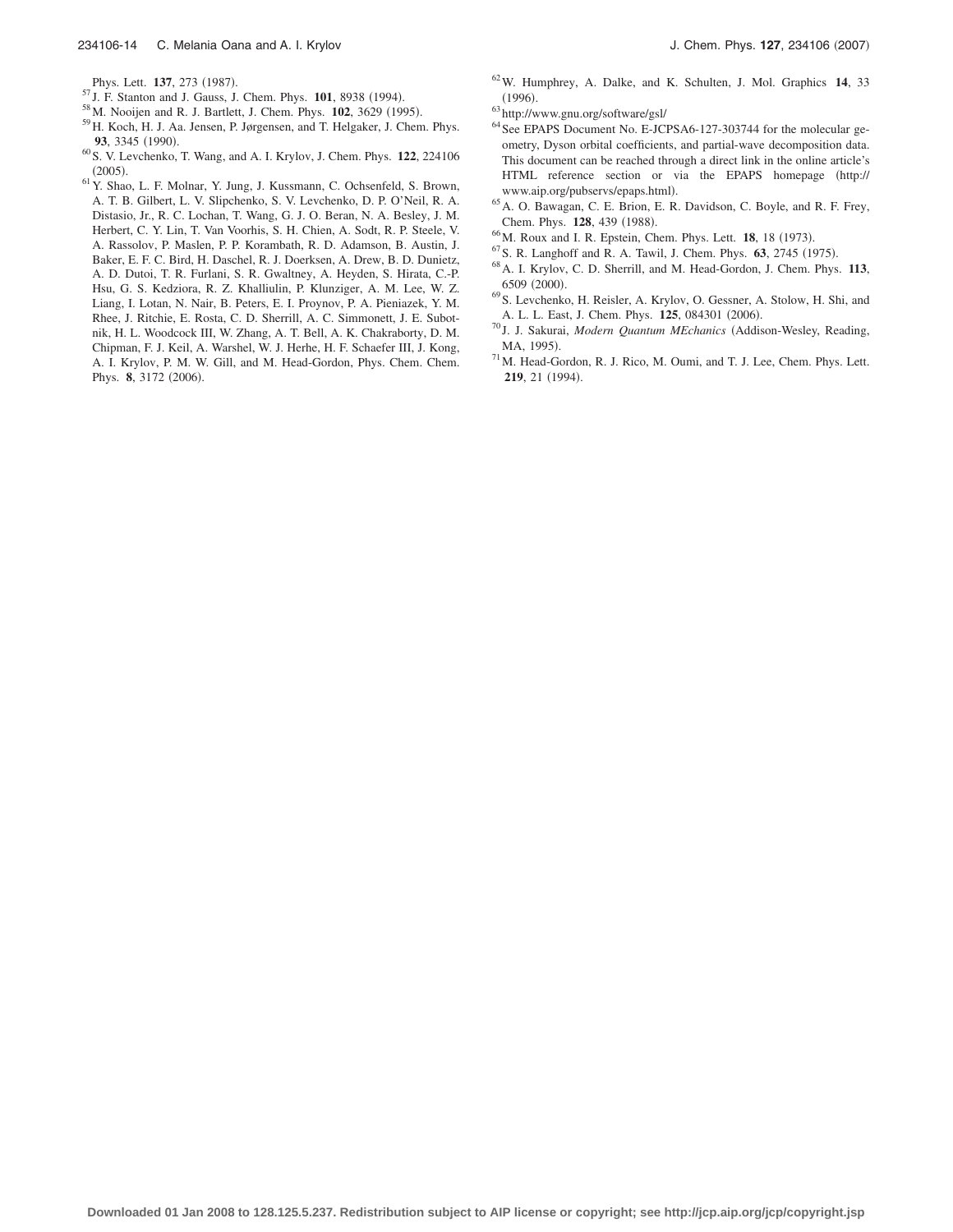Phys. Lett. **137**, 273 (1987).

[57] J. F. Stanton and J. Gauss, J. Chem. Phys. **101**, 8938 (1994).

[58] M. Nooijen and R. J. Bartlett, J. Chem. Phys. **102**, 3629 (1995).

[59] H. Koch, H. J. Aa. Jensen, P. Jørgensen, and T. Helgaker, J. Chem. Phys. **93**, 3345 (1990).

[60] S. V. Levchenko, T. Wang, and A. I. Krylov, J. Chem. Phys. **122**, 224106 (2005).

[61] Y. Shao, L. F. Molnar, Y. Jung, J. Kussmann, C. Ochsenfeld, S. Brown, A. T. B. Gilbert, L. V. Slipchenko, S. V. Levchenko, D. P. O'Neil, R. A. Distasio, Jr., R. C. Lochan, T. Wang, G. J. O. Beran, N. A. Besley, J. M. Herbert, C. Y. Lin, T. Van Voorhis, S. H. Chien, A. Sodt, R. P. Steele, V. A. Rassolov, P. Maslen, P. P. Korambath, R. D. Adamson, B. Austin, J. Baker, E. F. C. Bird, H. Daschel, R. J. Doerksen, A. Drew, B. D. Dunietz, A. D. Dutoi, T. R. Furlani, S. R. Gwaltney, A. Heyden, S. Hirata, C.-P. Hsu, G. S. Kedziora, R. Z. Khalliulin, P. Klunziger, A. M. Lee, W. Z. Liang, I. Lotan, N. Nair, B. Peters, E. I. Proynov, P. A. Pieniazek, Y. M. Rhee, J. Ritchie, E. Rosta, C. D. Sherrill, A. C. Simmonett, J. E. Subotnik, H. L. Woodcock III, W. Zhang, A. T. Bell, A. K. Chakraborty, D. M. Chipman, F. J. Keil, A. Warshel, W. J. Herhe, H. F. Schaefer III, J. Kong, A. I. Krylov, P. M. W. Gill, and M. Head-Gordon, Phys. Chem. Chem. Phys. **8**, 3172 (2006).

[62] W. Humphrey, A. Dalke, and K. Schulten, J. Mol. Graphics **14**, 33 (1996).

[63] http://www.gnu.org/software/gsl/

[64] See EPAPS Document No. E-JCPSA6-127-303744 for the molecular geometry, Dyson orbital coefficients, and partial-wave decomposition data. This document can be reached through a direct link in the online article's HTML reference section or via the EPAPS homepage (http://www.aip.org/pubservs/epaps.html).

[65] A. O. Bawagan, C. E. Brion, E. R. Davidson, C. Boyle, and R. F. Frey, Chem. Phys. **128**, 439 (1988).

[66] M. Roux and I. R. Epstein, Chem. Phys. Lett. **18**, 18 (1973).

[67] S. R. Langhoff and R. A. Tawil, J. Chem. Phys. **63**, 2745 (1975).

[68] A. I. Krylov, C. D. Sherrill, and M. Head-Gordon, J. Chem. Phys. **113**, 6509 (2000).

[69] S. Levchenko, H. Reisler, A. Krylov, O. Gessner, A. Stolow, H. Shi, and A. L. L. East, J. Chem. Phys. **125**, 084301 (2006).

[70] J. J. Sakurai, *Modern Quantum MEchanics* (Addison-Wesley, Reading, MA, 1995).

[71] M. Head-Gordon, R. J. Rico, M. Oumi, and T. J. Lee, Chem. Phys. Lett. **219**, 21 (1994).